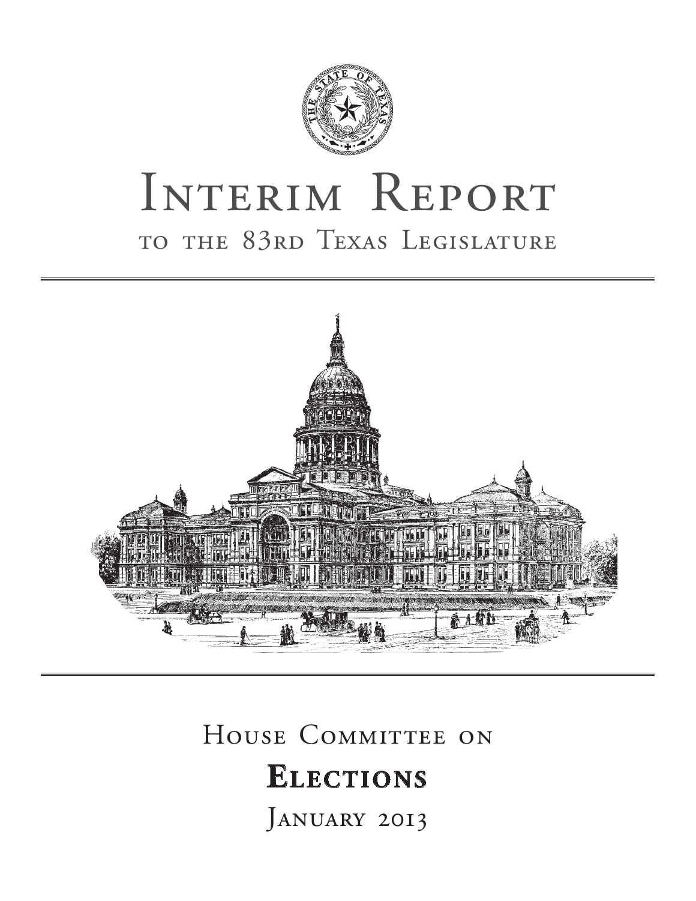# Interim Report

## to the 83rd Texas Legislature

## House Committee on

# Elections

## January 2013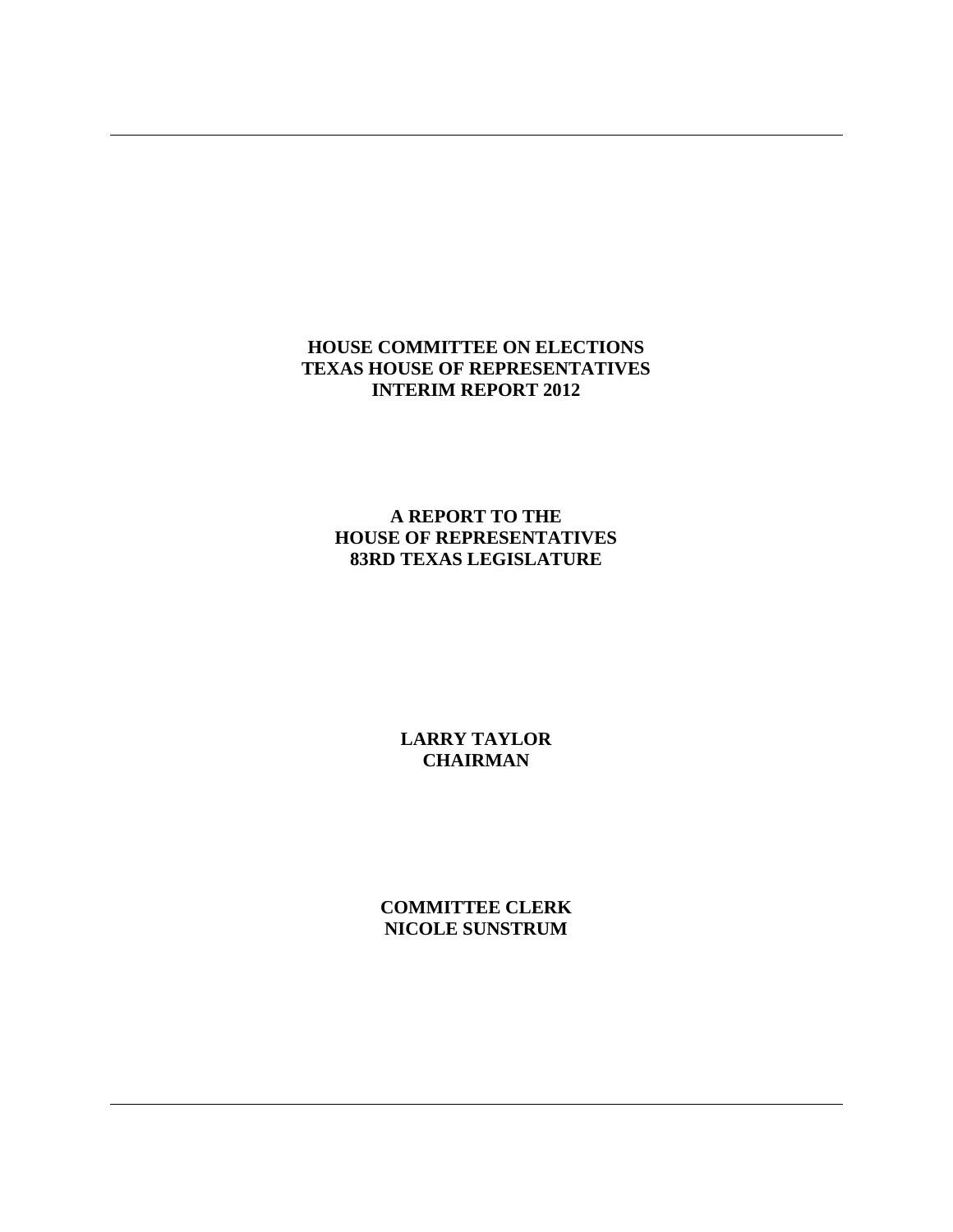**HOUSE COMMITTEE ON ELECTIONS**
**TEXAS HOUSE OF REPRESENTATIVES**
**INTERIM REPORT 2012**

**A REPORT TO THE**
**HOUSE OF REPRESENTATIVES**
**83RD TEXAS LEGISLATURE**

**LARRY TAYLOR**
**CHAIRMAN**

**COMMITTEE CLERK**
**NICOLE SUNSTRUM**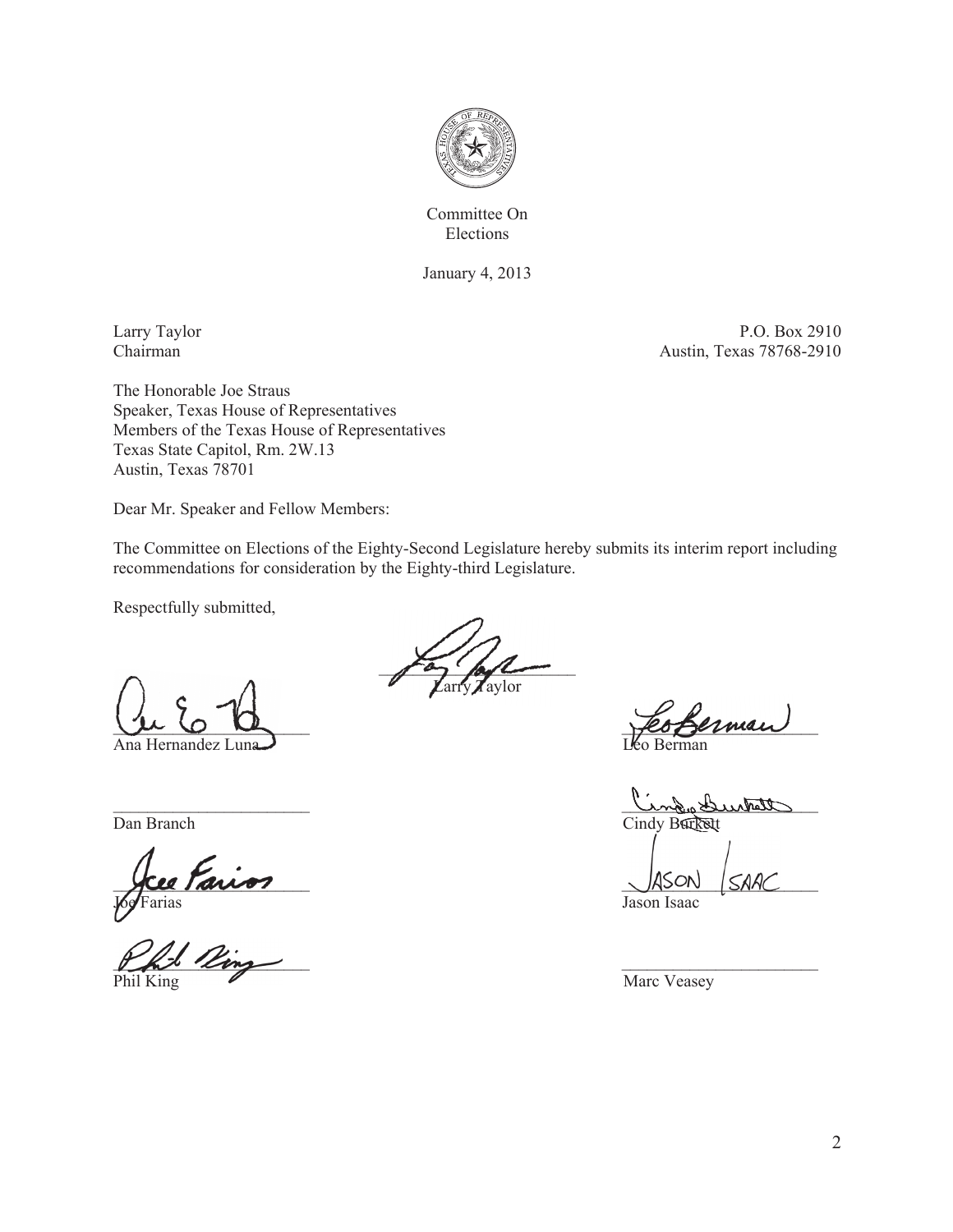Committee On
Elections

January 4, 2013

Larry Taylor
Chairman

P.O. Box 2910
Austin, Texas 78768-2910

The Honorable Joe Straus
Speaker, Texas House of Representatives
Members of the Texas House of Representatives
Texas State Capitol, Rm. 2W.13
Austin, Texas 78701

Dear Mr. Speaker and Fellow Members:

The Committee on Elections of the Eighty-Second Legislature hereby submits its interim report including recommendations for consideration by the Eighty-third Legislature.

Respectfully submitted,

Larry Taylor

Ana Hernandez Luna

Leo Berman

Dan Branch

Cindy Burkett

Joe Farias

Jason Isaac

Phil King

Marc Veasey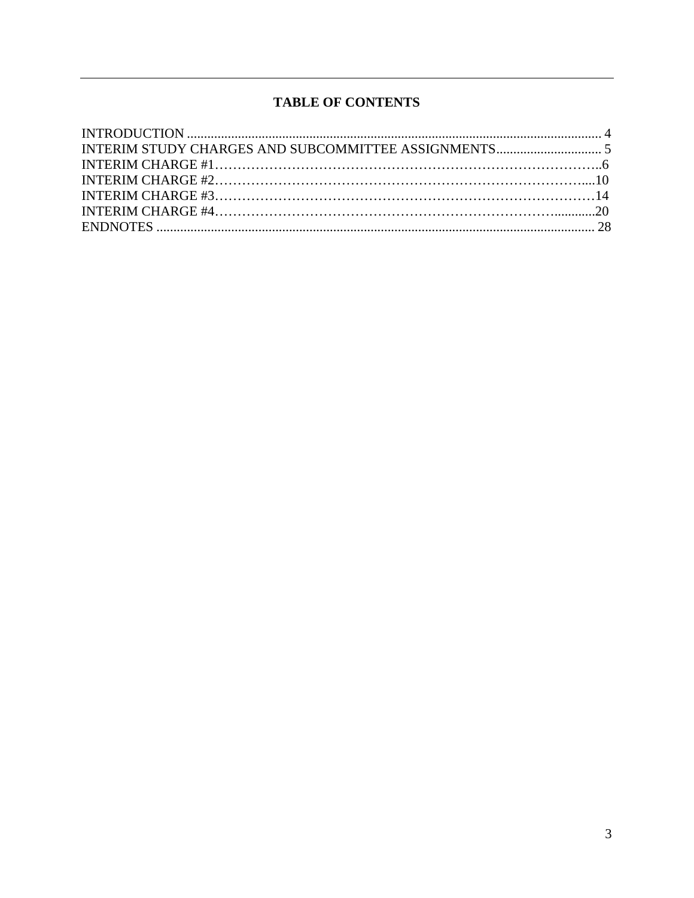# TABLE OF CONTENTS

INTRODUCTION ........................................................................................................................ 4
INTERIM STUDY CHARGES AND SUBCOMMITTEE ASSIGNMENTS............................... 5
INTERIM CHARGE #1…………………………………………………………………………..6
INTERIM CHARGE #2…………………………………………………………………….....10
INTERIM CHARGE #3…………………………………………………………………………14
INTERIM CHARGE #4…………………………………………………………………............20
ENDNOTES ................................................................................................................................ 28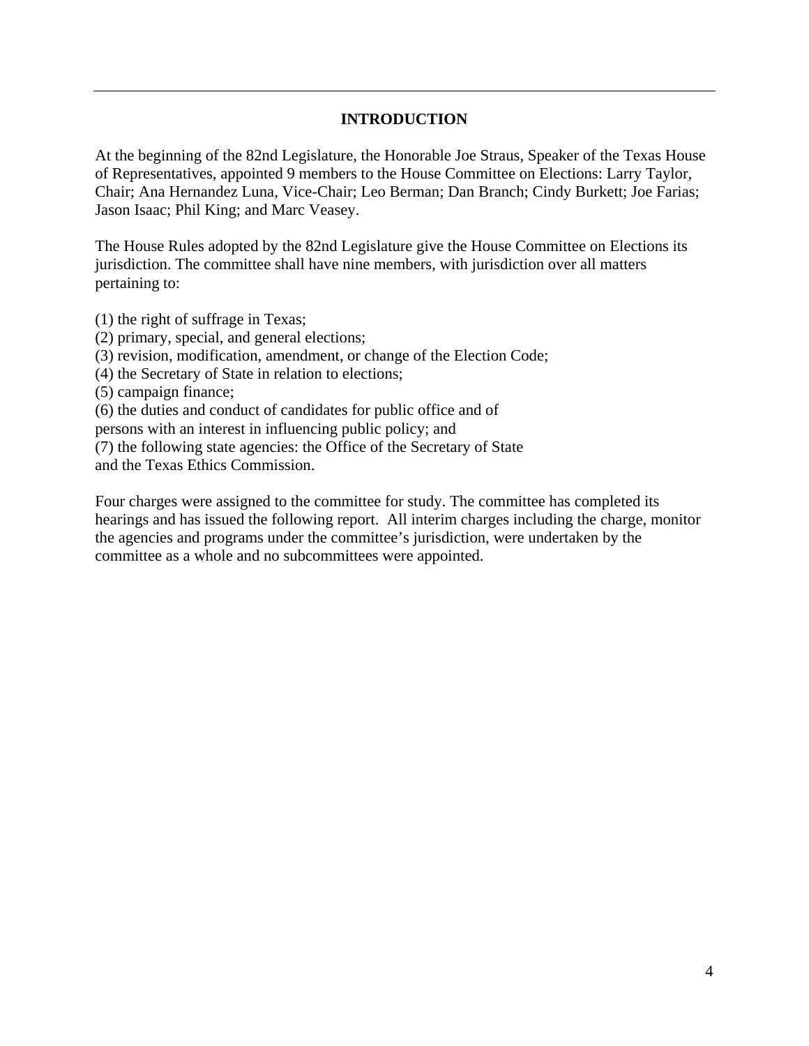# INTRODUCTION

At the beginning of the 82nd Legislature, the Honorable Joe Straus, Speaker of the Texas House of Representatives, appointed 9 members to the House Committee on Elections: Larry Taylor, Chair; Ana Hernandez Luna, Vice-Chair; Leo Berman; Dan Branch; Cindy Burkett; Joe Farias; Jason Isaac; Phil King; and Marc Veasey.

The House Rules adopted by the 82nd Legislature give the House Committee on Elections its jurisdiction. The committee shall have nine members, with jurisdiction over all matters pertaining to:

(1) the right of suffrage in Texas;
(2) primary, special, and general elections;
(3) revision, modification, amendment, or change of the Election Code;
(4) the Secretary of State in relation to elections;
(5) campaign finance;
(6) the duties and conduct of candidates for public office and of persons with an interest in influencing public policy; and
(7) the following state agencies: the Office of the Secretary of State and the Texas Ethics Commission.

Four charges were assigned to the committee for study. The committee has completed its hearings and has issued the following report. All interim charges including the charge, monitor the agencies and programs under the committee's jurisdiction, were undertaken by the committee as a whole and no subcommittees were appointed.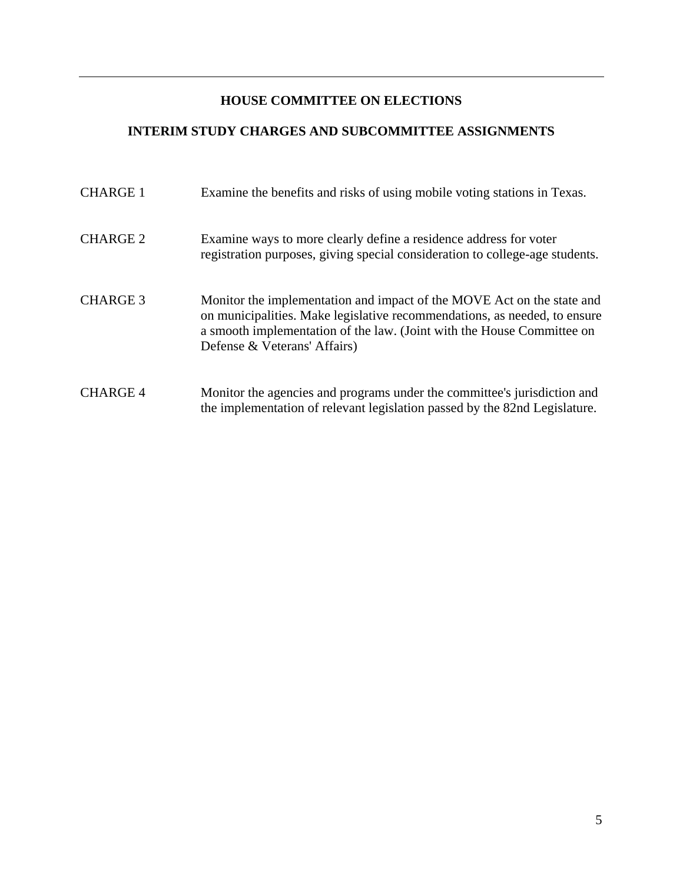## HOUSE COMMITTEE ON ELECTIONS

## INTERIM STUDY CHARGES AND SUBCOMMITTEE ASSIGNMENTS

| | |
|---|---|
| CHARGE 1 | Examine the benefits and risks of using mobile voting stations in Texas. |
| CHARGE 2 | Examine ways to more clearly define a residence address for voter registration purposes, giving special consideration to college-age students. |
| CHARGE 3 | Monitor the implementation and impact of the MOVE Act on the state and on municipalities. Make legislative recommendations, as needed, to ensure a smooth implementation of the law. (Joint with the House Committee on Defense & Veterans' Affairs) |
| CHARGE 4 | Monitor the agencies and programs under the committee's jurisdiction and the implementation of relevant legislation passed by the 82nd Legislature. |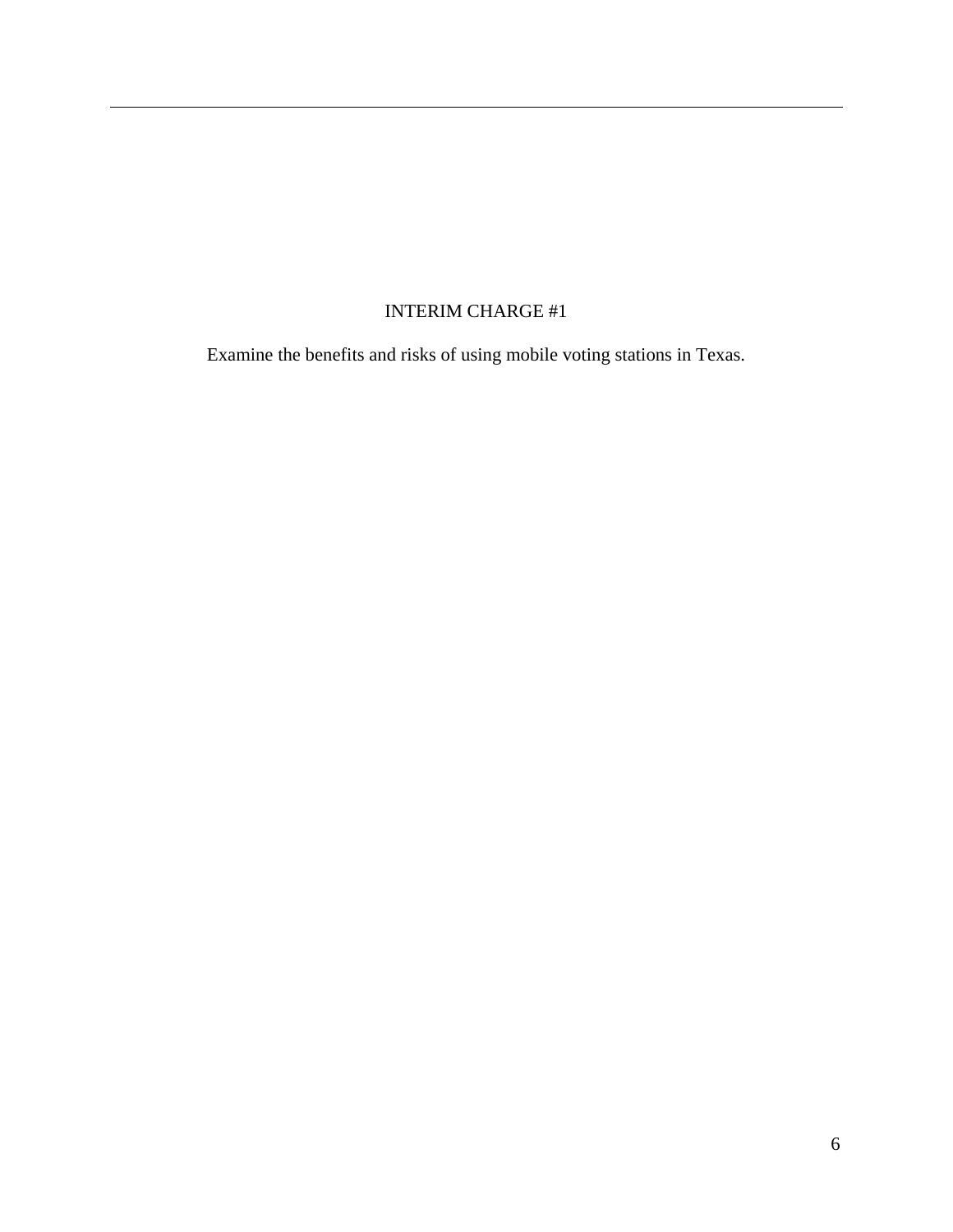# INTERIM CHARGE #1

Examine the benefits and risks of using mobile voting stations in Texas.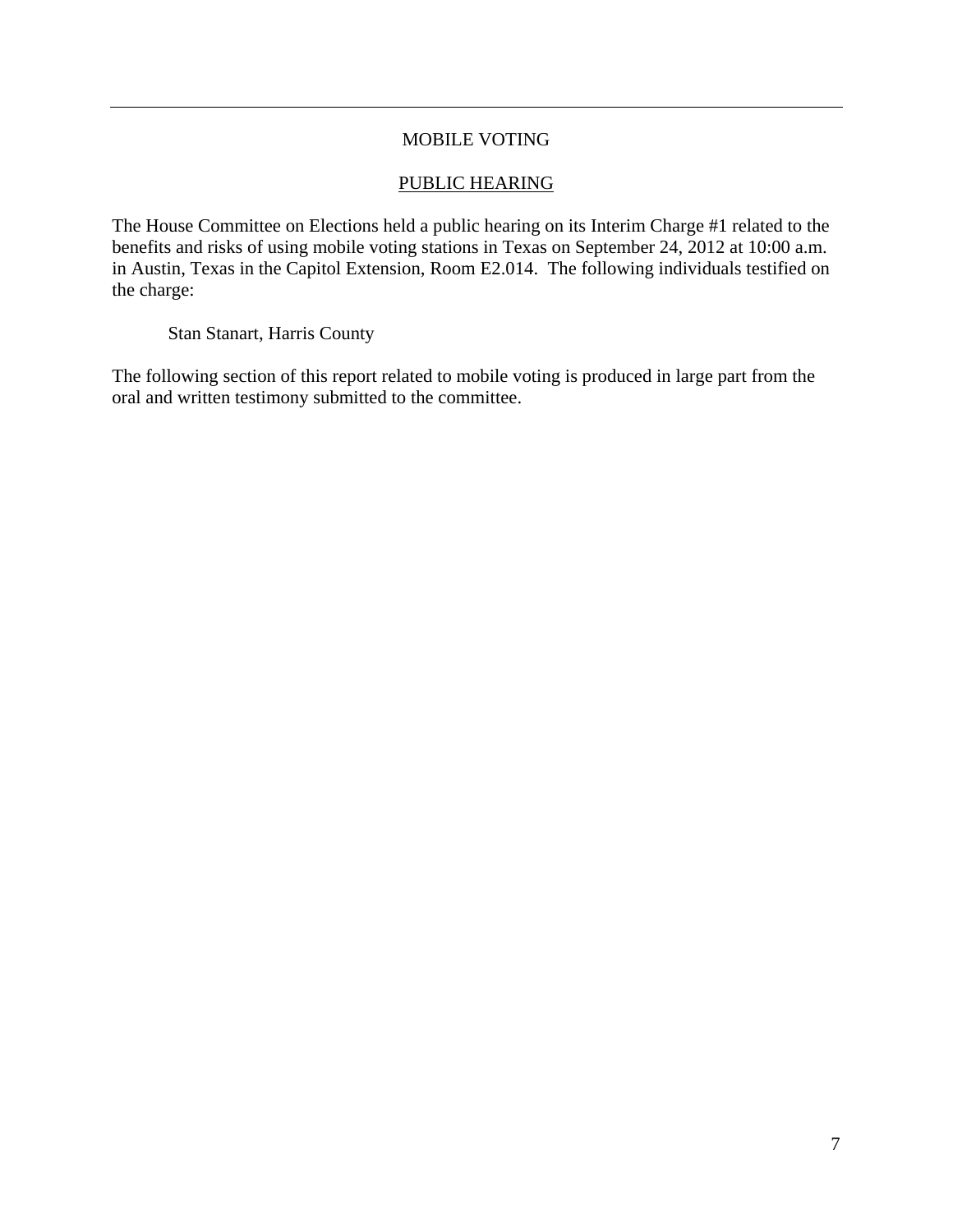# MOBILE VOTING

## PUBLIC HEARING

The House Committee on Elections held a public hearing on its Interim Charge #1 related to the benefits and risks of using mobile voting stations in Texas on September 24, 2012 at 10:00 a.m. in Austin, Texas in the Capitol Extension, Room E2.014. The following individuals testified on the charge:

Stan Stanart, Harris County

The following section of this report related to mobile voting is produced in large part from the oral and written testimony submitted to the committee.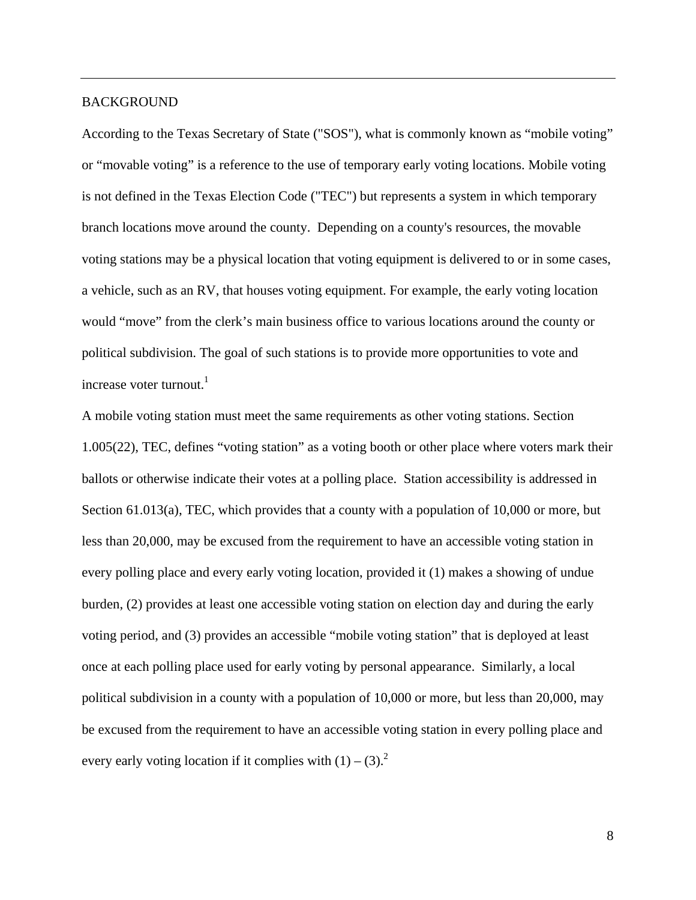## BACKGROUND

According to the Texas Secretary of State ("SOS"), what is commonly known as "mobile voting" or "movable voting" is a reference to the use of temporary early voting locations. Mobile voting is not defined in the Texas Election Code ("TEC") but represents a system in which temporary branch locations move around the county. Depending on a county's resources, the movable voting stations may be a physical location that voting equipment is delivered to or in some cases, a vehicle, such as an RV, that houses voting equipment. For example, the early voting location would "move" from the clerk's main business office to various locations around the county or political subdivision. The goal of such stations is to provide more opportunities to vote and increase voter turnout.[1]

A mobile voting station must meet the same requirements as other voting stations. Section 1.005(22), TEC, defines "voting station" as a voting booth or other place where voters mark their ballots or otherwise indicate their votes at a polling place. Station accessibility is addressed in Section 61.013(a), TEC, which provides that a county with a population of 10,000 or more, but less than 20,000, may be excused from the requirement to have an accessible voting station in every polling place and every early voting location, provided it (1) makes a showing of undue burden, (2) provides at least one accessible voting station on election day and during the early voting period, and (3) provides an accessible "mobile voting station" that is deployed at least once at each polling place used for early voting by personal appearance. Similarly, a local political subdivision in a county with a population of 10,000 or more, but less than 20,000, may be excused from the requirement to have an accessible voting station in every polling place and every early voting location if it complies with (1) – (3).[2]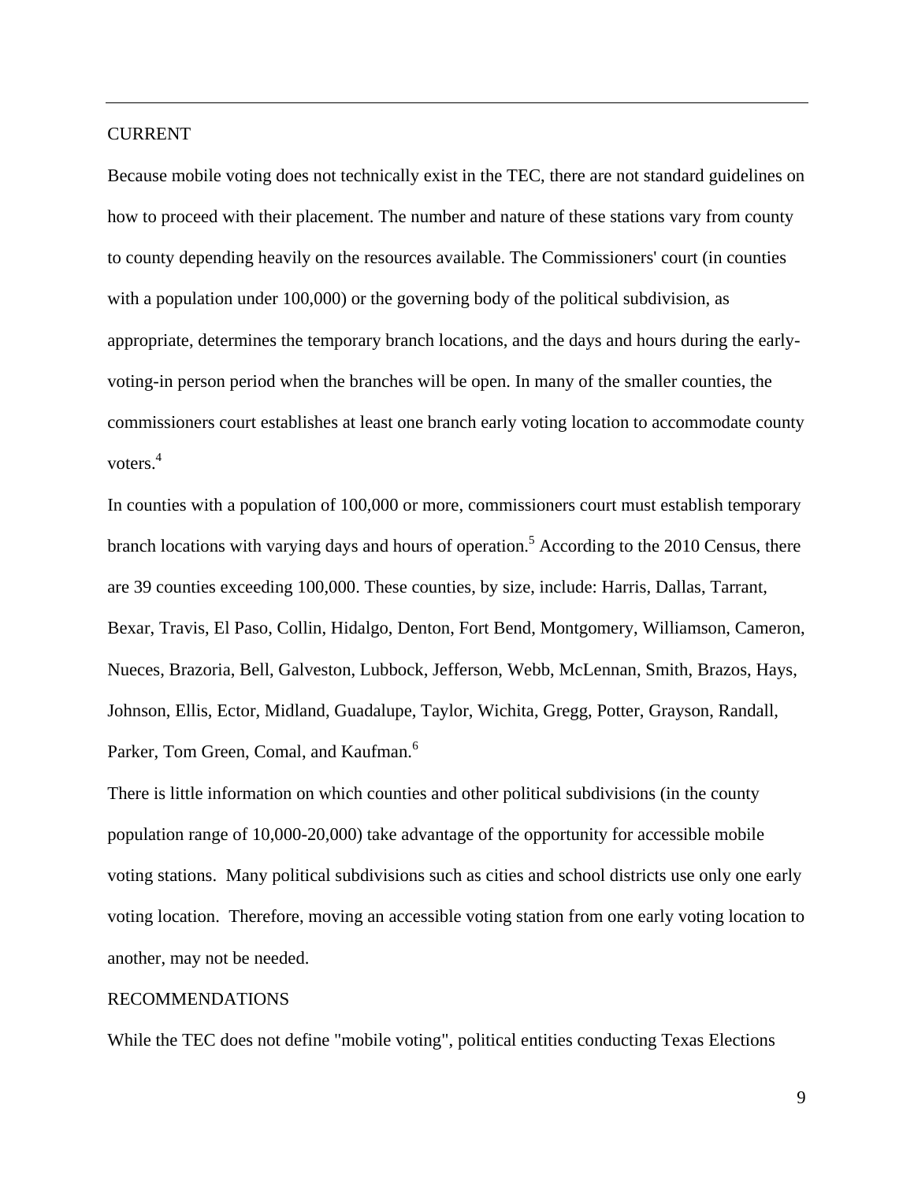CURRENT

Because mobile voting does not technically exist in the TEC, there are not standard guidelines on how to proceed with their placement. The number and nature of these stations vary from county to county depending heavily on the resources available. The Commissioners' court (in counties with a population under 100,000) or the governing body of the political subdivision, as appropriate, determines the temporary branch locations, and the days and hours during the early-voting-in person period when the branches will be open. In many of the smaller counties, the commissioners court establishes at least one branch early voting location to accommodate county voters.[4]

In counties with a population of 100,000 or more, commissioners court must establish temporary branch locations with varying days and hours of operation.[5] According to the 2010 Census, there are 39 counties exceeding 100,000. These counties, by size, include: Harris, Dallas, Tarrant, Bexar, Travis, El Paso, Collin, Hidalgo, Denton, Fort Bend, Montgomery, Williamson, Cameron, Nueces, Brazoria, Bell, Galveston, Lubbock, Jefferson, Webb, McLennan, Smith, Brazos, Hays, Johnson, Ellis, Ector, Midland, Guadalupe, Taylor, Wichita, Gregg, Potter, Grayson, Randall, Parker, Tom Green, Comal, and Kaufman.[6]

There is little information on which counties and other political subdivisions (in the county population range of 10,000-20,000) take advantage of the opportunity for accessible mobile voting stations. Many political subdivisions such as cities and school districts use only one early voting location. Therefore, moving an accessible voting station from one early voting location to another, may not be needed.

RECOMMENDATIONS

While the TEC does not define "mobile voting", political entities conducting Texas Elections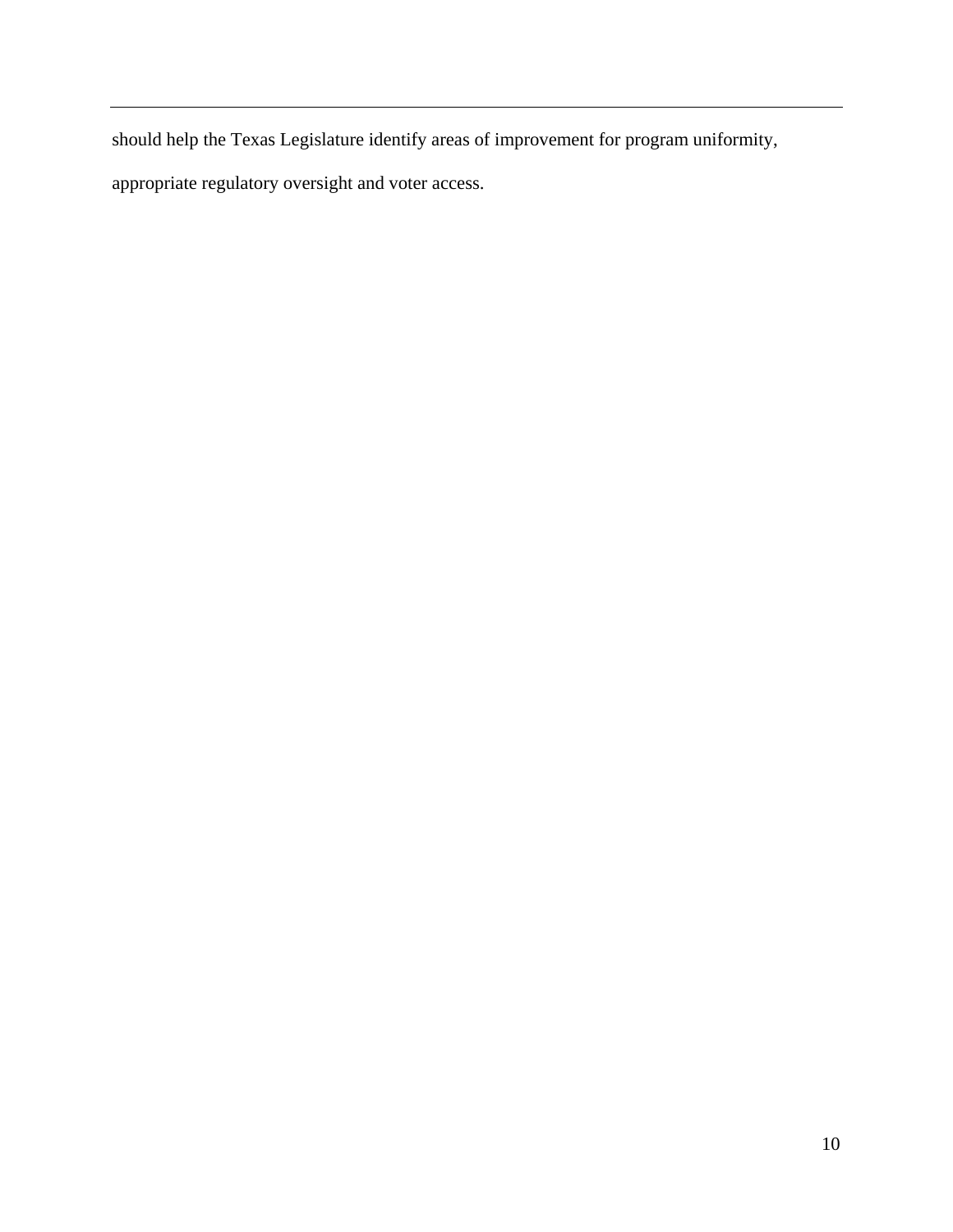should help the Texas Legislature identify areas of improvement for program uniformity, appropriate regulatory oversight and voter access.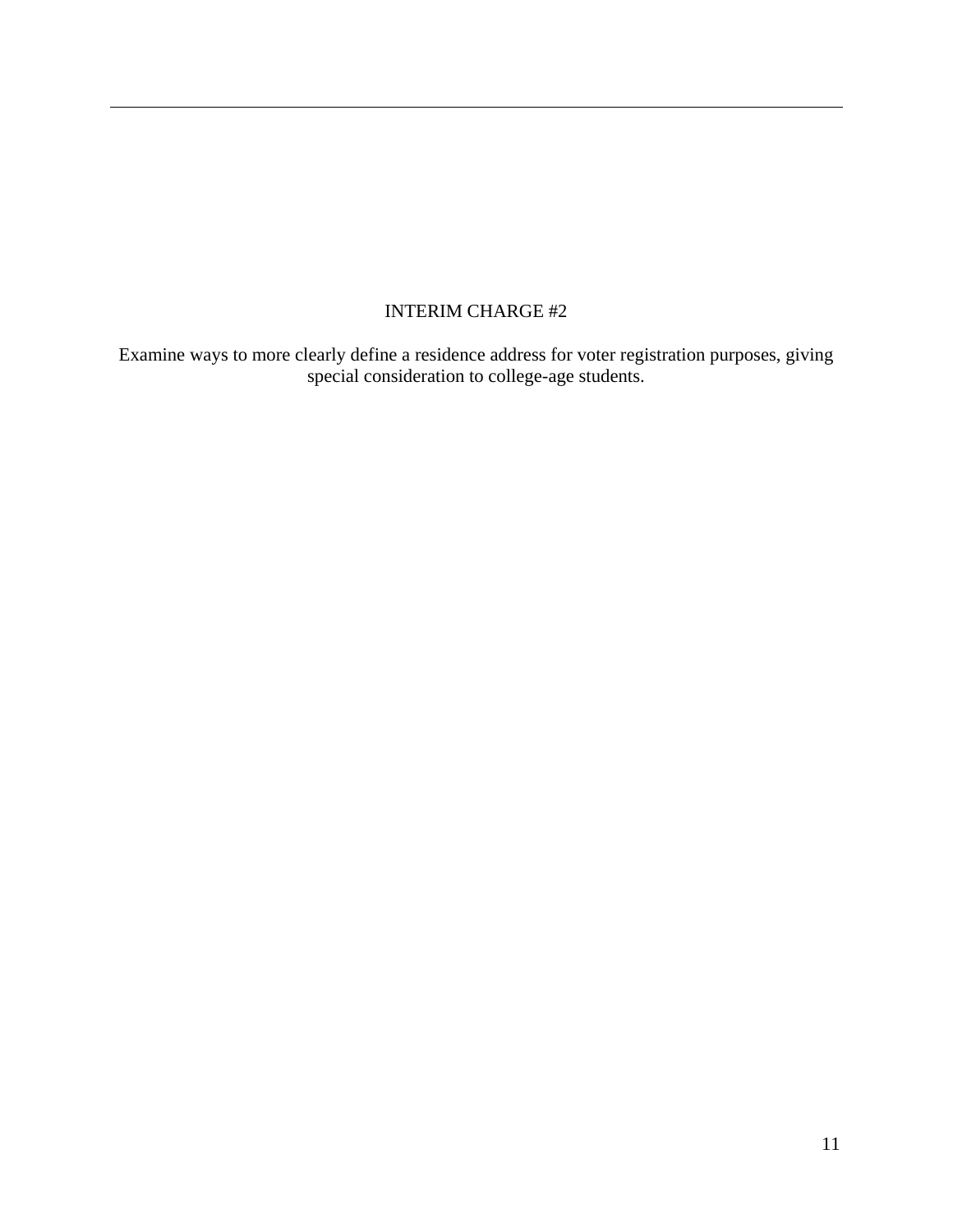## INTERIM CHARGE #2

Examine ways to more clearly define a residence address for voter registration purposes, giving special consideration to college-age students.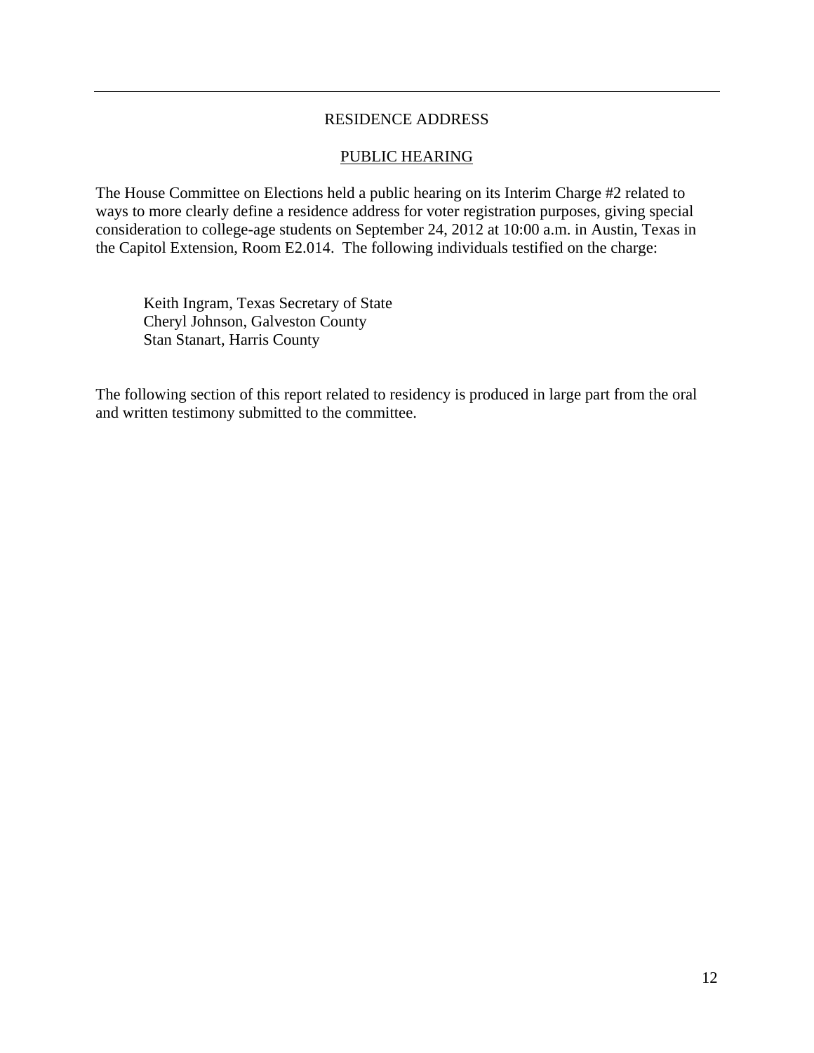## RESIDENCE ADDRESS

### PUBLIC HEARING

The House Committee on Elections held a public hearing on its Interim Charge #2 related to ways to more clearly define a residence address for voter registration purposes, giving special consideration to college-age students on September 24, 2012 at 10:00 a.m. in Austin, Texas in the Capitol Extension, Room E2.014. The following individuals testified on the charge:

Keith Ingram, Texas Secretary of State
Cheryl Johnson, Galveston County
Stan Stanart, Harris County

The following section of this report related to residency is produced in large part from the oral and written testimony submitted to the committee.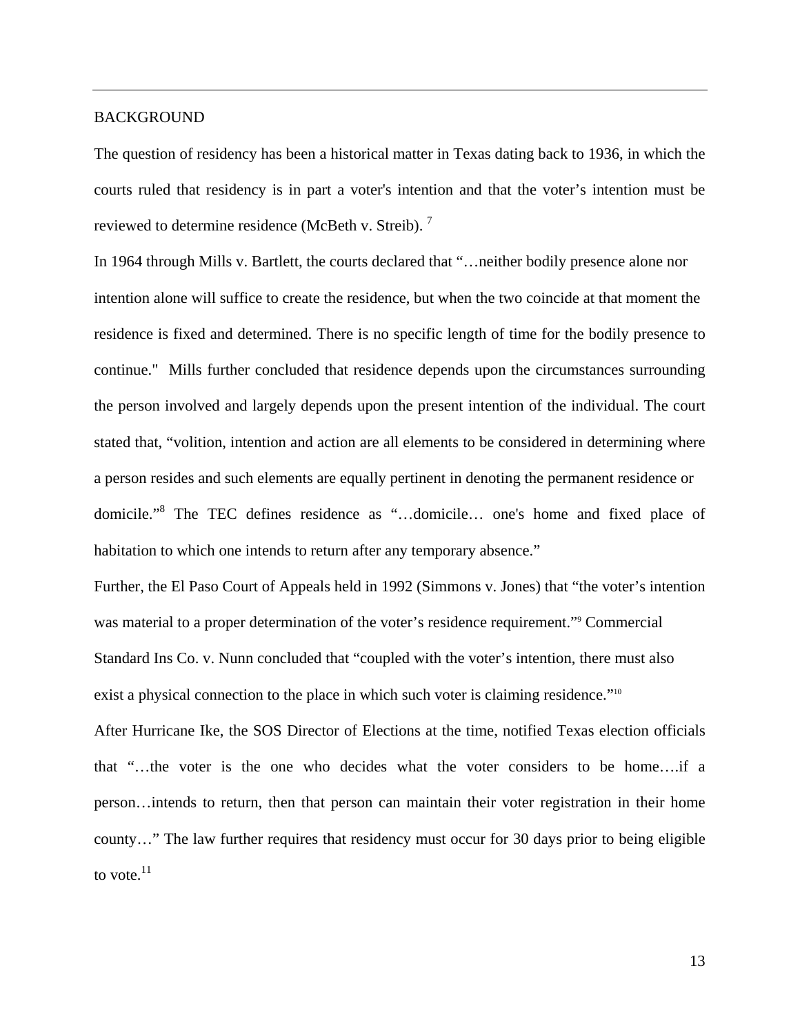BACKGROUND

The question of residency has been a historical matter in Texas dating back to 1936, in which the courts ruled that residency is in part a voter's intention and that the voter's intention must be reviewed to determine residence (McBeth v. Streib). [7]

In 1964 through Mills v. Bartlett, the courts declared that "…neither bodily presence alone nor intention alone will suffice to create the residence, but when the two coincide at that moment the residence is fixed and determined. There is no specific length of time for the bodily presence to continue." Mills further concluded that residence depends upon the circumstances surrounding the person involved and largely depends upon the present intention of the individual. The court stated that, "volition, intention and action are all elements to be considered in determining where a person resides and such elements are equally pertinent in denoting the permanent residence or domicile."[8] The TEC defines residence as "…domicile… one's home and fixed place of habitation to which one intends to return after any temporary absence."

Further, the El Paso Court of Appeals held in 1992 (Simmons v. Jones) that "the voter's intention was material to a proper determination of the voter's residence requirement."[9] Commercial Standard Ins Co. v. Nunn concluded that "coupled with the voter's intention, there must also exist a physical connection to the place in which such voter is claiming residence."[10]

After Hurricane Ike, the SOS Director of Elections at the time, notified Texas election officials that "…the voter is the one who decides what the voter considers to be home….if a person…intends to return, then that person can maintain their voter registration in their home county…" The law further requires that residency must occur for 30 days prior to being eligible to vote.[11]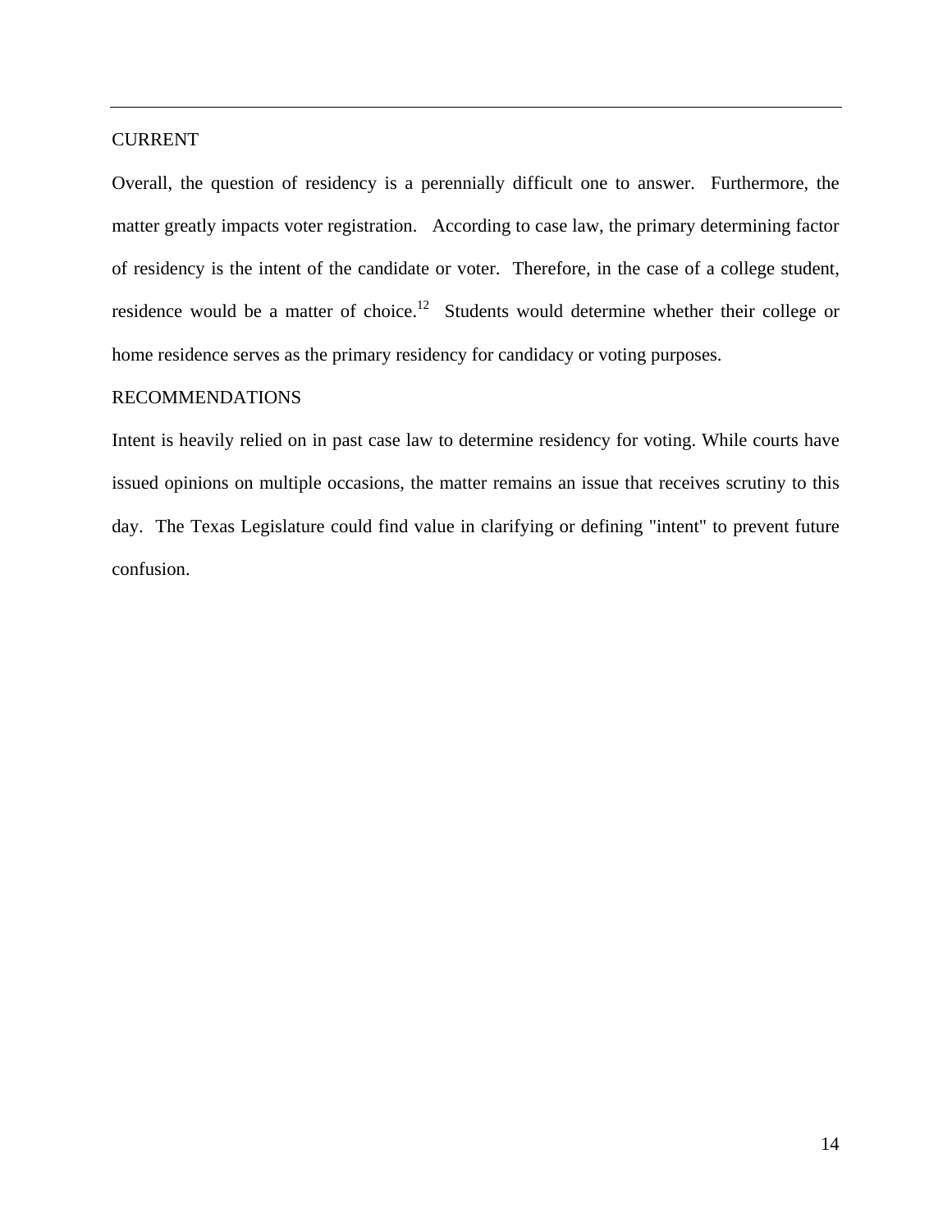## CURRENT

Overall, the question of residency is a perennially difficult one to answer. Furthermore, the matter greatly impacts voter registration. According to case law, the primary determining factor of residency is the intent of the candidate or voter. Therefore, in the case of a college student, residence would be a matter of choice.[12] Students would determine whether their college or home residence serves as the primary residency for candidacy or voting purposes.

## RECOMMENDATIONS

Intent is heavily relied on in past case law to determine residency for voting. While courts have issued opinions on multiple occasions, the matter remains an issue that receives scrutiny to this day. The Texas Legislature could find value in clarifying or defining "intent" to prevent future confusion.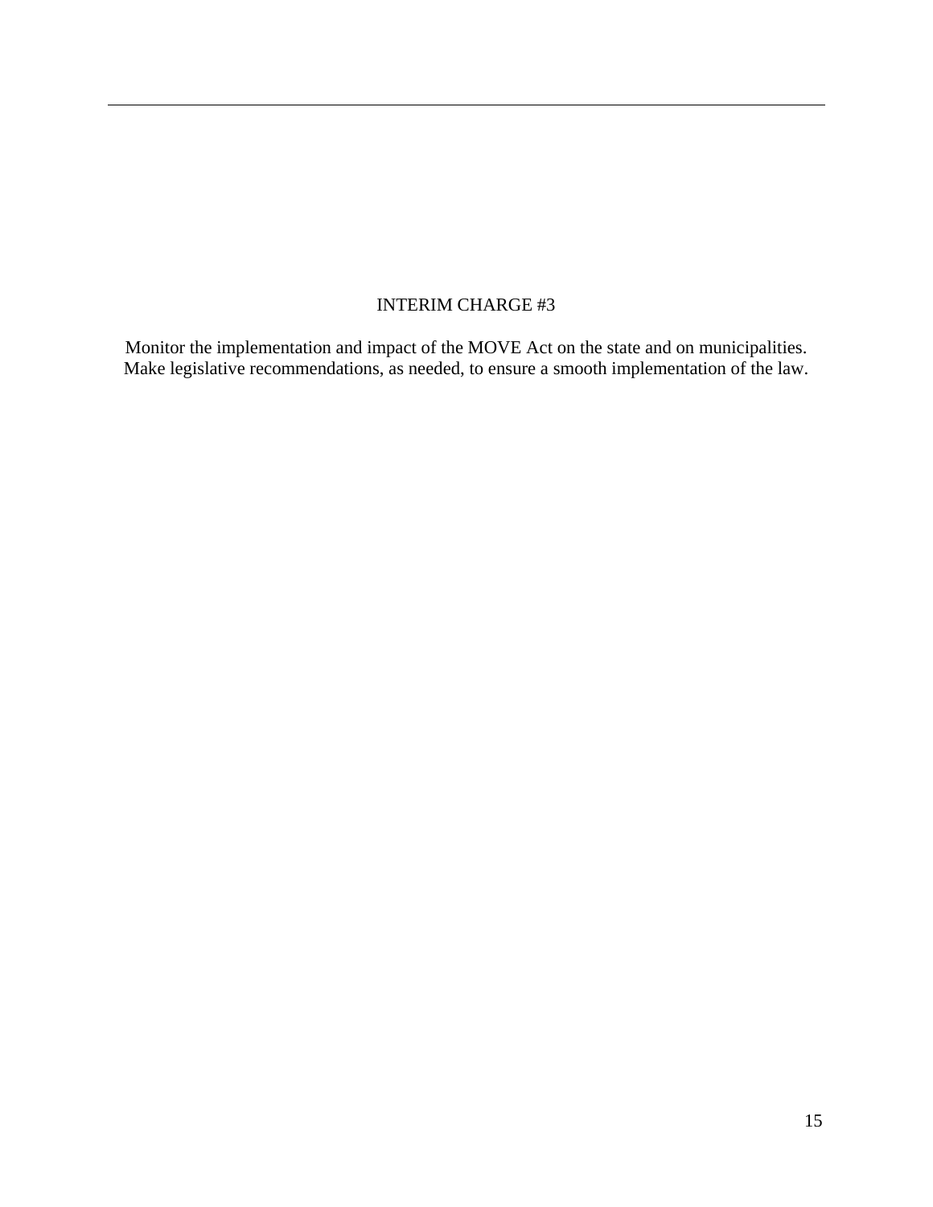# INTERIM CHARGE #3

Monitor the implementation and impact of the MOVE Act on the state and on municipalities. Make legislative recommendations, as needed, to ensure a smooth implementation of the law.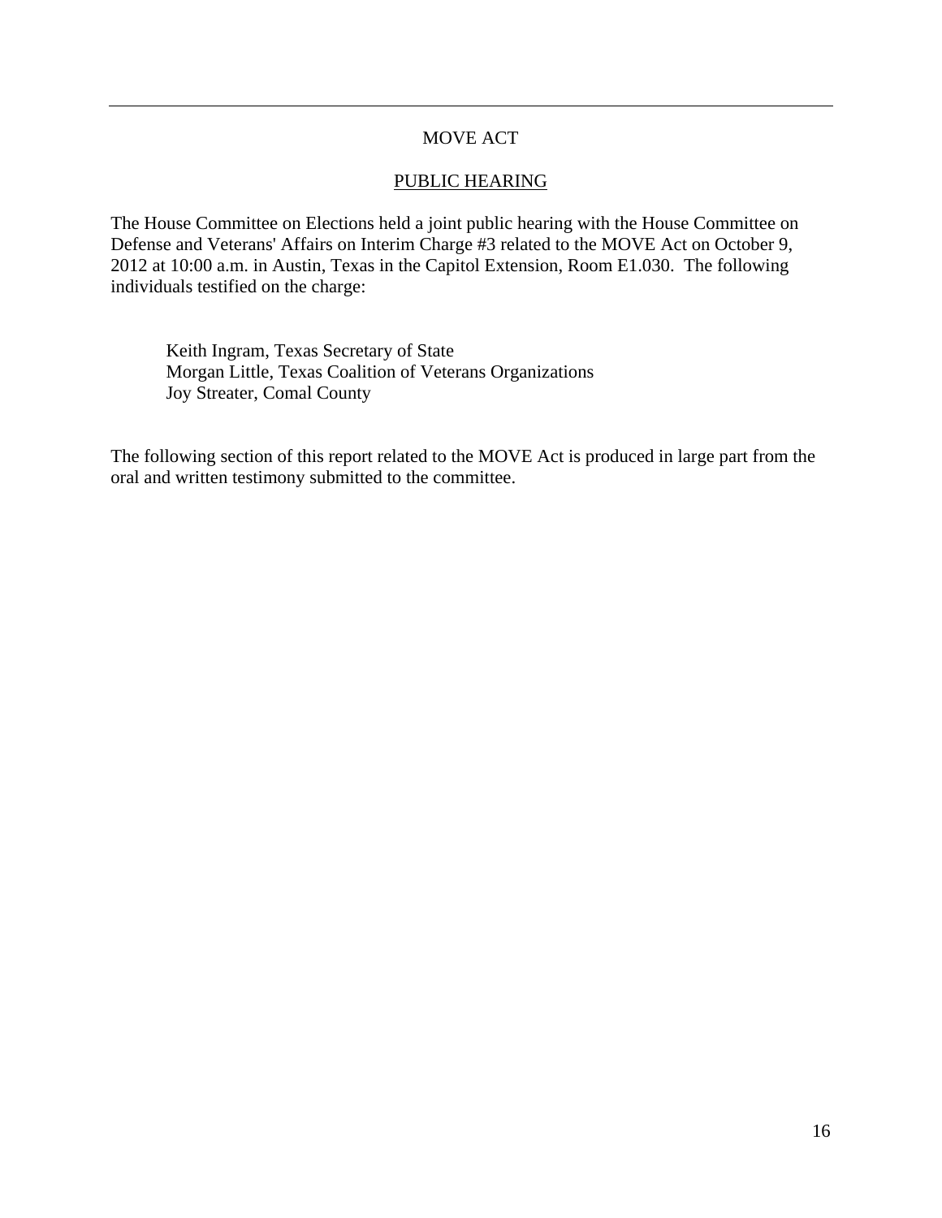## MOVE ACT

### PUBLIC HEARING

The House Committee on Elections held a joint public hearing with the House Committee on Defense and Veterans' Affairs on Interim Charge #3 related to the MOVE Act on October 9, 2012 at 10:00 a.m. in Austin, Texas in the Capitol Extension, Room E1.030. The following individuals testified on the charge:

Keith Ingram, Texas Secretary of State
Morgan Little, Texas Coalition of Veterans Organizations
Joy Streater, Comal County

The following section of this report related to the MOVE Act is produced in large part from the oral and written testimony submitted to the committee.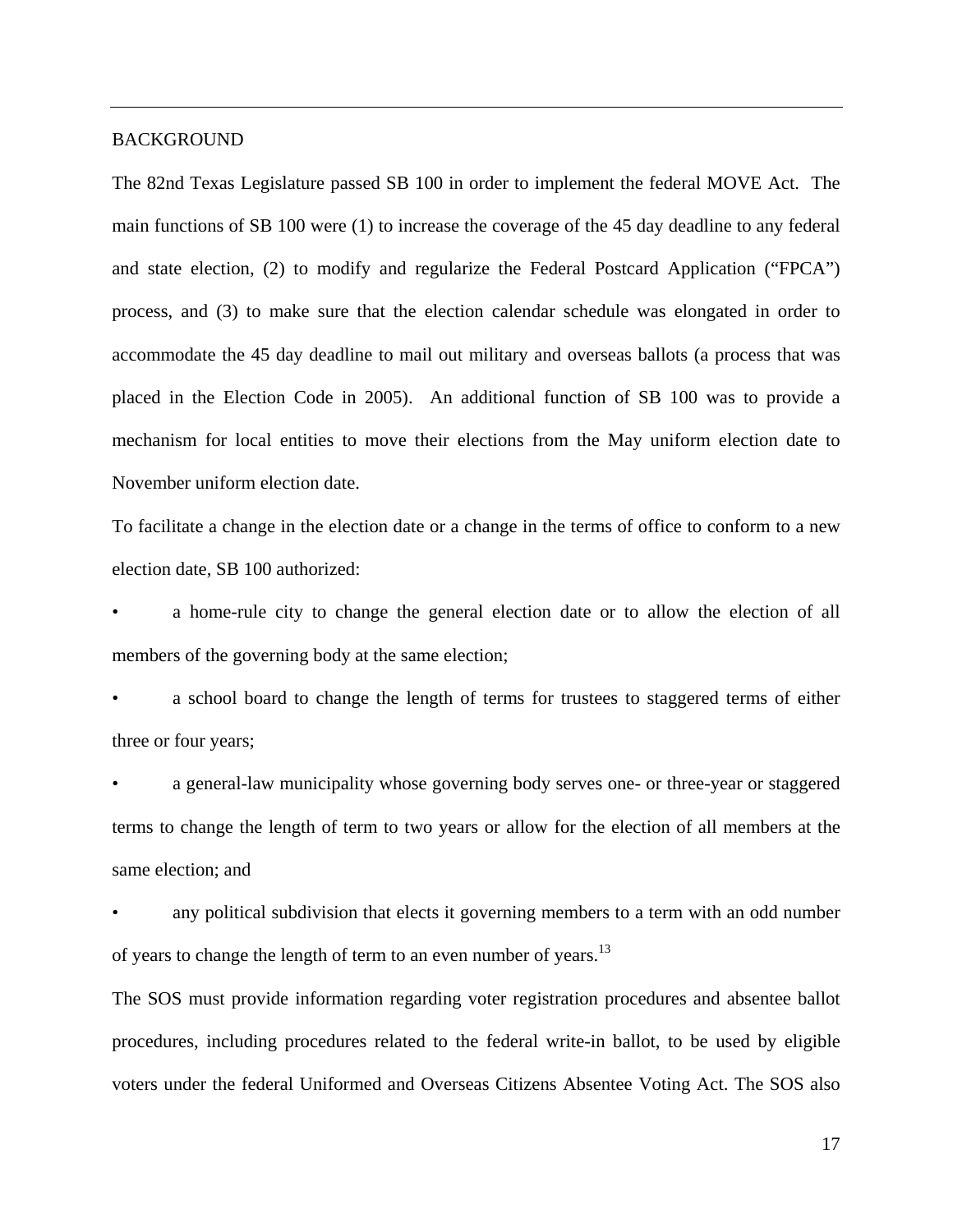BACKGROUND

The 82nd Texas Legislature passed SB 100 in order to implement the federal MOVE Act. The main functions of SB 100 were (1) to increase the coverage of the 45 day deadline to any federal and state election, (2) to modify and regularize the Federal Postcard Application ("FPCA") process, and (3) to make sure that the election calendar schedule was elongated in order to accommodate the 45 day deadline to mail out military and overseas ballots (a process that was placed in the Election Code in 2005). An additional function of SB 100 was to provide a mechanism for local entities to move their elections from the May uniform election date to November uniform election date.

To facilitate a change in the election date or a change in the terms of office to conform to a new election date, SB 100 authorized:

- a home-rule city to change the general election date or to allow the election of all members of the governing body at the same election;
- a school board to change the length of terms for trustees to staggered terms of either three or four years;
- a general-law municipality whose governing body serves one- or three-year or staggered terms to change the length of term to two years or allow for the election of all members at the same election; and
- any political subdivision that elects it governing members to a term with an odd number of years to change the length of term to an even number of years.[13]

The SOS must provide information regarding voter registration procedures and absentee ballot procedures, including procedures related to the federal write-in ballot, to be used by eligible voters under the federal Uniformed and Overseas Citizens Absentee Voting Act. The SOS also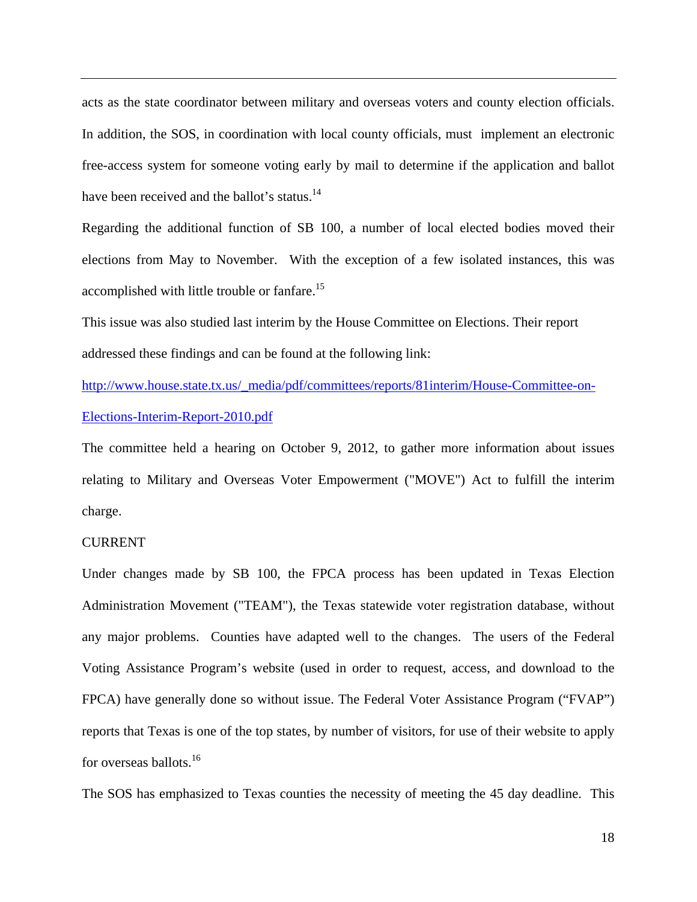acts as the state coordinator between military and overseas voters and county election officials. In addition, the SOS, in coordination with local county officials, must implement an electronic free-access system for someone voting early by mail to determine if the application and ballot have been received and the ballot's status.[14]

Regarding the additional function of SB 100, a number of local elected bodies moved their elections from May to November. With the exception of a few isolated instances, this was accomplished with little trouble or fanfare.[15]

This issue was also studied last interim by the House Committee on Elections. Their report addressed these findings and can be found at the following link:

http://www.house.state.tx.us/_media/pdf/committees/reports/81interim/House-Committee-on-Elections-Interim-Report-2010.pdf

The committee held a hearing on October 9, 2012, to gather more information about issues relating to Military and Overseas Voter Empowerment ("MOVE") Act to fulfill the interim charge.

CURRENT

Under changes made by SB 100, the FPCA process has been updated in Texas Election Administration Movement ("TEAM"), the Texas statewide voter registration database, without any major problems. Counties have adapted well to the changes. The users of the Federal Voting Assistance Program's website (used in order to request, access, and download to the FPCA) have generally done so without issue. The Federal Voter Assistance Program ("FVAP") reports that Texas is one of the top states, by number of visitors, for use of their website to apply for overseas ballots.[16]

The SOS has emphasized to Texas counties the necessity of meeting the 45 day deadline. This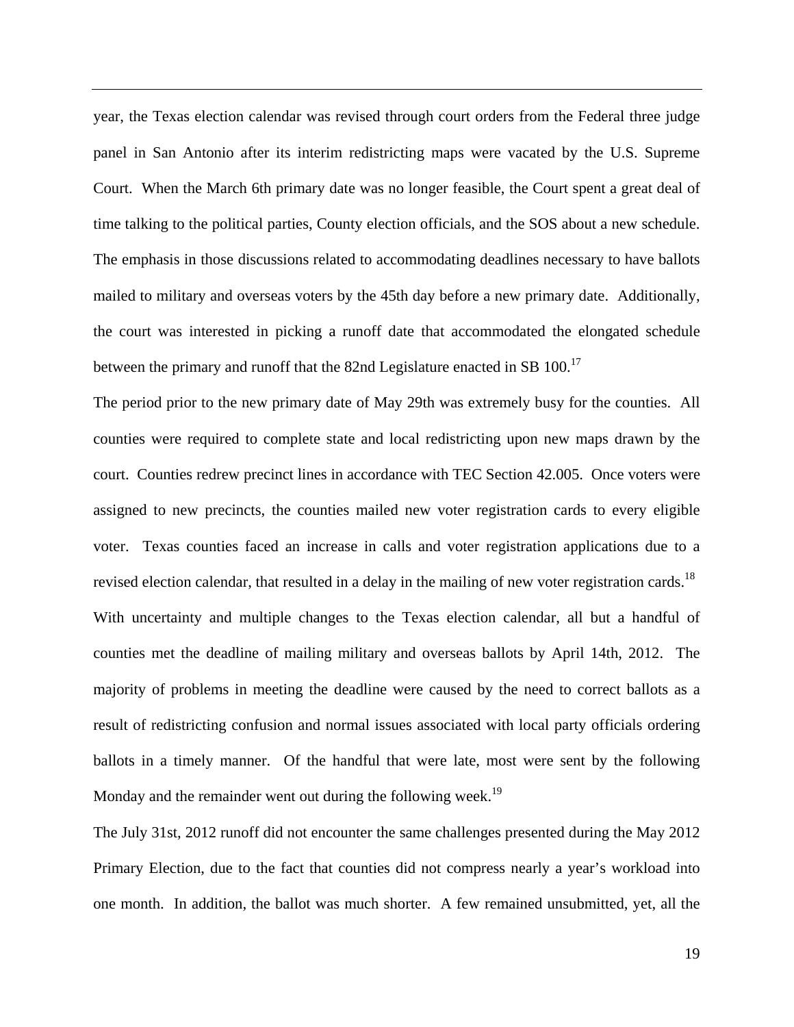year, the Texas election calendar was revised through court orders from the Federal three judge panel in San Antonio after its interim redistricting maps were vacated by the U.S. Supreme Court. When the March 6th primary date was no longer feasible, the Court spent a great deal of time talking to the political parties, County election officials, and the SOS about a new schedule. The emphasis in those discussions related to accommodating deadlines necessary to have ballots mailed to military and overseas voters by the 45th day before a new primary date. Additionally, the court was interested in picking a runoff date that accommodated the elongated schedule between the primary and runoff that the 82nd Legislature enacted in SB 100.[17]

The period prior to the new primary date of May 29th was extremely busy for the counties. All counties were required to complete state and local redistricting upon new maps drawn by the court. Counties redrew precinct lines in accordance with TEC Section 42.005. Once voters were assigned to new precincts, the counties mailed new voter registration cards to every eligible voter. Texas counties faced an increase in calls and voter registration applications due to a revised election calendar, that resulted in a delay in the mailing of new voter registration cards.[18]

With uncertainty and multiple changes to the Texas election calendar, all but a handful of counties met the deadline of mailing military and overseas ballots by April 14th, 2012. The majority of problems in meeting the deadline were caused by the need to correct ballots as a result of redistricting confusion and normal issues associated with local party officials ordering ballots in a timely manner. Of the handful that were late, most were sent by the following Monday and the remainder went out during the following week.[19]

The July 31st, 2012 runoff did not encounter the same challenges presented during the May 2012 Primary Election, due to the fact that counties did not compress nearly a year's workload into one month. In addition, the ballot was much shorter. A few remained unsubmitted, yet, all the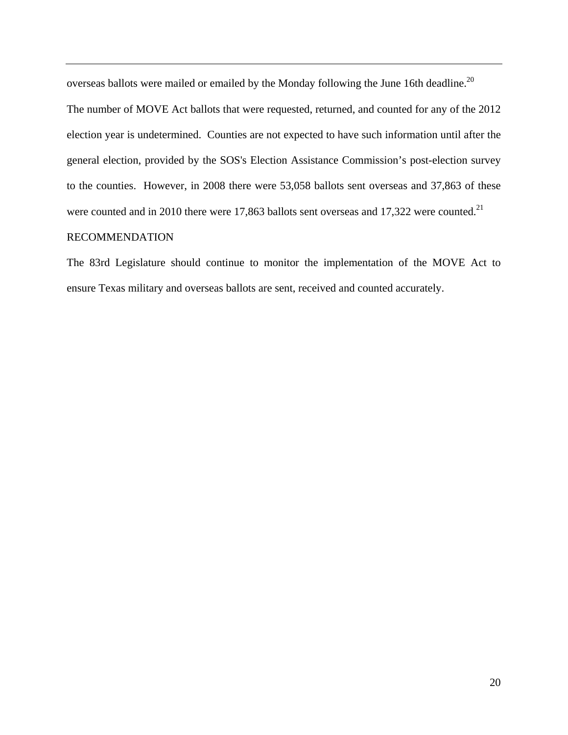overseas ballots were mailed or emailed by the Monday following the June 16th deadline.[20]

The number of MOVE Act ballots that were requested, returned, and counted for any of the 2012 election year is undetermined. Counties are not expected to have such information until after the general election, provided by the SOS's Election Assistance Commission's post-election survey to the counties. However, in 2008 there were 53,058 ballots sent overseas and 37,863 of these were counted and in 2010 there were 17,863 ballots sent overseas and 17,322 were counted.[21]

RECOMMENDATION

The 83rd Legislature should continue to monitor the implementation of the MOVE Act to ensure Texas military and overseas ballots are sent, received and counted accurately.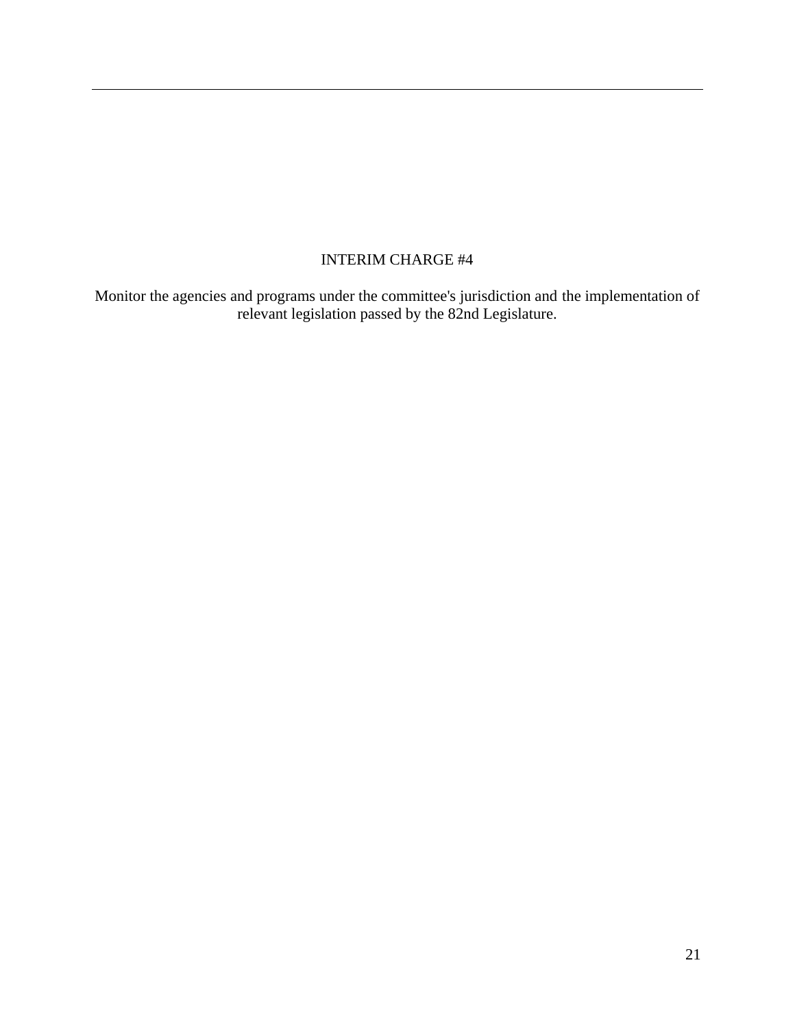## INTERIM CHARGE #4

Monitor the agencies and programs under the committee's jurisdiction and the implementation of relevant legislation passed by the 82nd Legislature.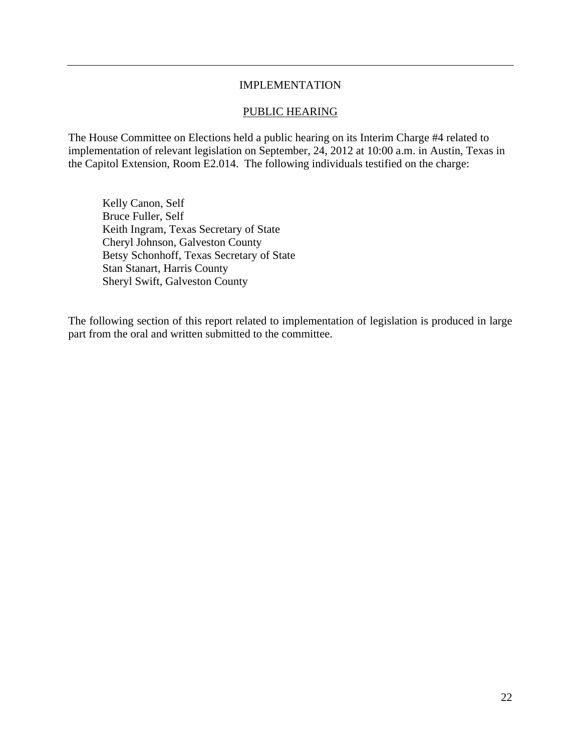## IMPLEMENTATION

### PUBLIC HEARING

The House Committee on Elections held a public hearing on its Interim Charge #4 related to implementation of relevant legislation on September, 24, 2012 at 10:00 a.m. in Austin, Texas in the Capitol Extension, Room E2.014. The following individuals testified on the charge:

Kelly Canon, Self
Bruce Fuller, Self
Keith Ingram, Texas Secretary of State
Cheryl Johnson, Galveston County
Betsy Schonhoff, Texas Secretary of State
Stan Stanart, Harris County
Sheryl Swift, Galveston County

The following section of this report related to implementation of legislation is produced in large part from the oral and written submitted to the committee.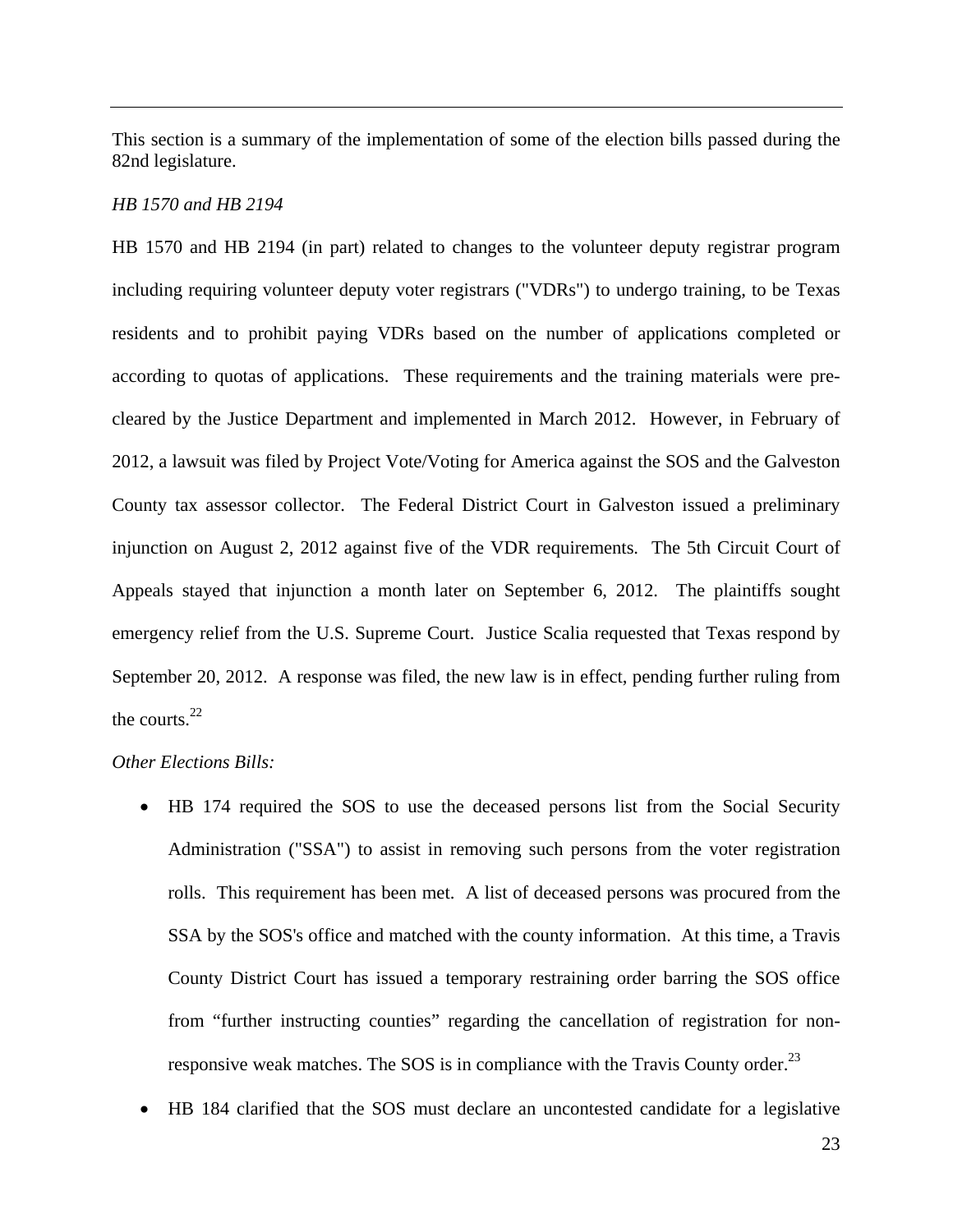This section is a summary of the implementation of some of the election bills passed during the 82nd legislature.

*HB 1570 and HB 2194*

HB 1570 and HB 2194 (in part) related to changes to the volunteer deputy registrar program including requiring volunteer deputy voter registrars ("VDRs") to undergo training, to be Texas residents and to prohibit paying VDRs based on the number of applications completed or according to quotas of applications. These requirements and the training materials were pre-cleared by the Justice Department and implemented in March 2012. However, in February of 2012, a lawsuit was filed by Project Vote/Voting for America against the SOS and the Galveston County tax assessor collector. The Federal District Court in Galveston issued a preliminary injunction on August 2, 2012 against five of the VDR requirements. The 5th Circuit Court of Appeals stayed that injunction a month later on September 6, 2012. The plaintiffs sought emergency relief from the U.S. Supreme Court. Justice Scalia requested that Texas respond by September 20, 2012. A response was filed, the new law is in effect, pending further ruling from the courts.[22]

*Other Elections Bills:*

- HB 174 required the SOS to use the deceased persons list from the Social Security Administration ("SSA") to assist in removing such persons from the voter registration rolls. This requirement has been met. A list of deceased persons was procured from the SSA by the SOS's office and matched with the county information. At this time, a Travis County District Court has issued a temporary restraining order barring the SOS office from "further instructing counties" regarding the cancellation of registration for non-responsive weak matches. The SOS is in compliance with the Travis County order.[23]
- HB 184 clarified that the SOS must declare an uncontested candidate for a legislative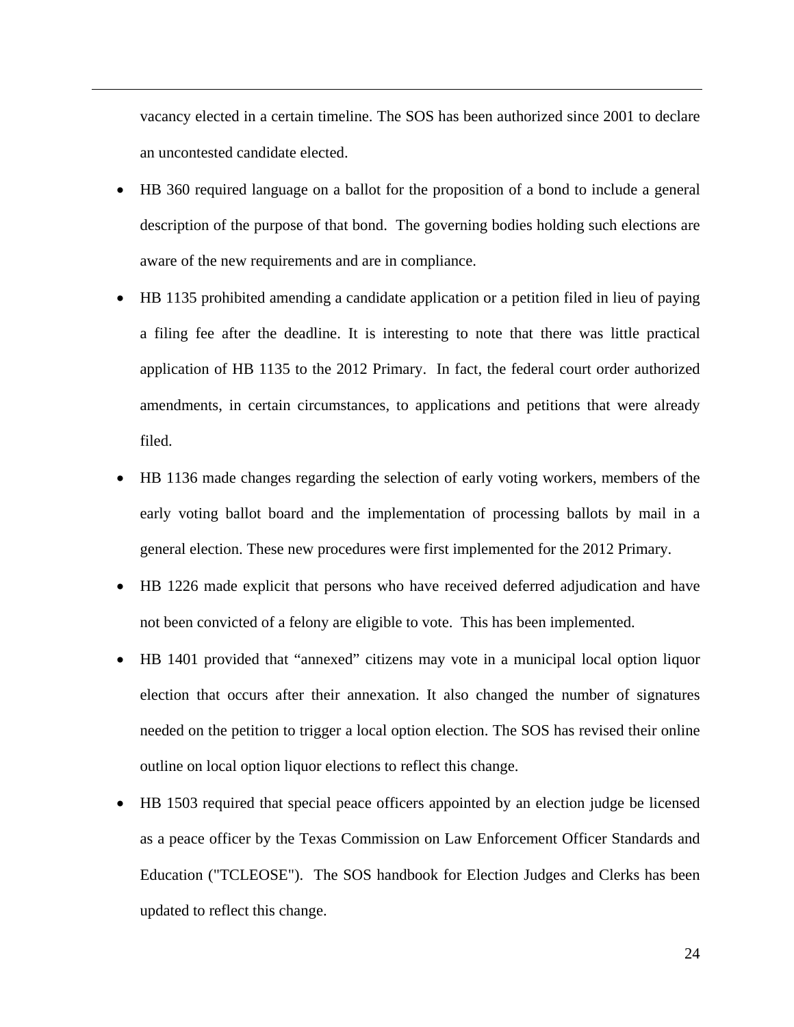vacancy elected in a certain timeline. The SOS has been authorized since 2001 to declare an uncontested candidate elected.

- HB 360 required language on a ballot for the proposition of a bond to include a general description of the purpose of that bond. The governing bodies holding such elections are aware of the new requirements and are in compliance.
- HB 1135 prohibited amending a candidate application or a petition filed in lieu of paying a filing fee after the deadline. It is interesting to note that there was little practical application of HB 1135 to the 2012 Primary. In fact, the federal court order authorized amendments, in certain circumstances, to applications and petitions that were already filed.
- HB 1136 made changes regarding the selection of early voting workers, members of the early voting ballot board and the implementation of processing ballots by mail in a general election. These new procedures were first implemented for the 2012 Primary.
- HB 1226 made explicit that persons who have received deferred adjudication and have not been convicted of a felony are eligible to vote. This has been implemented.
- HB 1401 provided that "annexed" citizens may vote in a municipal local option liquor election that occurs after their annexation. It also changed the number of signatures needed on the petition to trigger a local option election. The SOS has revised their online outline on local option liquor elections to reflect this change.
- HB 1503 required that special peace officers appointed by an election judge be licensed as a peace officer by the Texas Commission on Law Enforcement Officer Standards and Education ("TCLEOSE"). The SOS handbook for Election Judges and Clerks has been updated to reflect this change.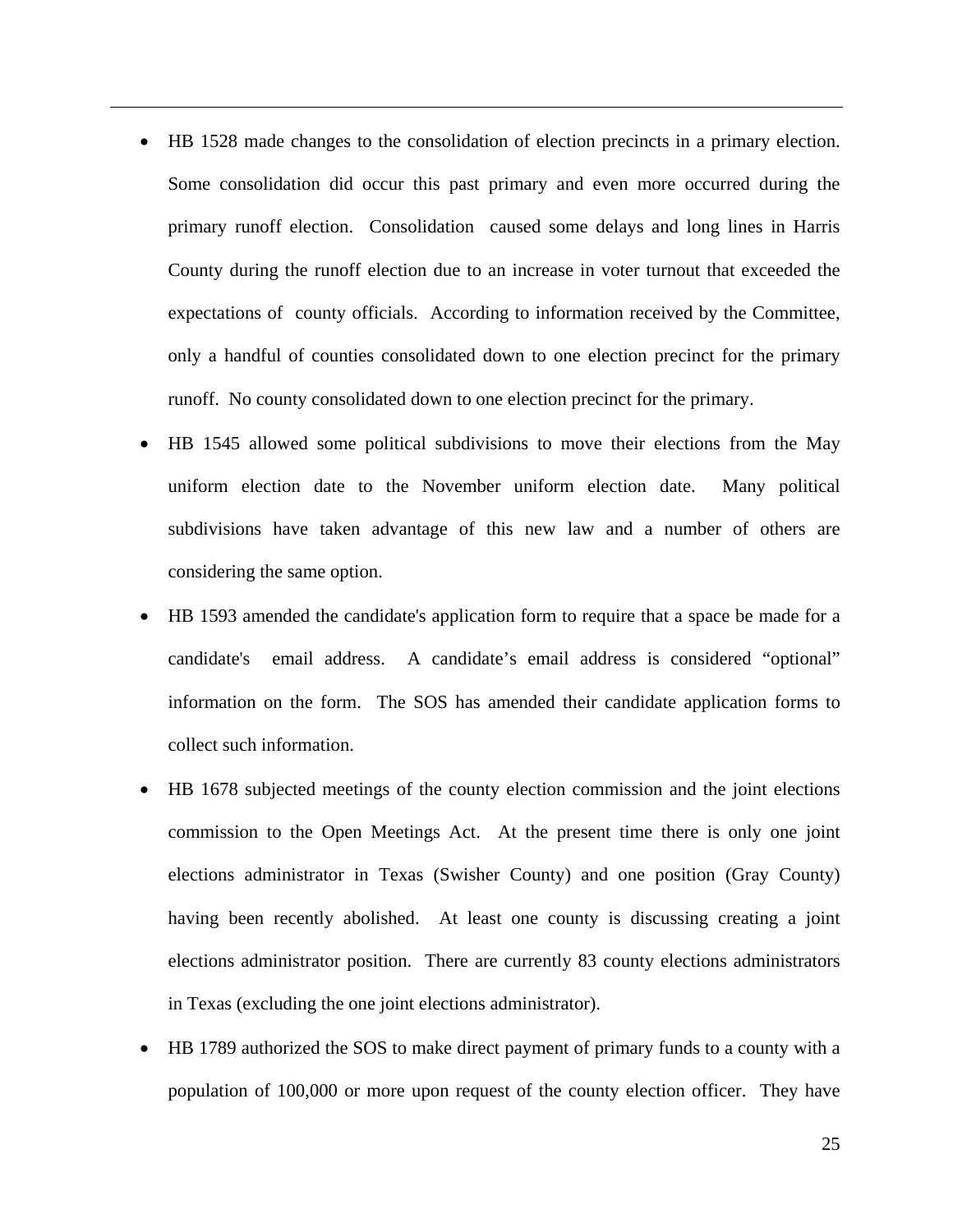- HB 1528 made changes to the consolidation of election precincts in a primary election. Some consolidation did occur this past primary and even more occurred during the primary runoff election. Consolidation caused some delays and long lines in Harris County during the runoff election due to an increase in voter turnout that exceeded the expectations of county officials. According to information received by the Committee, only a handful of counties consolidated down to one election precinct for the primary runoff. No county consolidated down to one election precinct for the primary.
- HB 1545 allowed some political subdivisions to move their elections from the May uniform election date to the November uniform election date. Many political subdivisions have taken advantage of this new law and a number of others are considering the same option.
- HB 1593 amended the candidate's application form to require that a space be made for a candidate's email address. A candidate's email address is considered "optional" information on the form. The SOS has amended their candidate application forms to collect such information.
- HB 1678 subjected meetings of the county election commission and the joint elections commission to the Open Meetings Act. At the present time there is only one joint elections administrator in Texas (Swisher County) and one position (Gray County) having been recently abolished. At least one county is discussing creating a joint elections administrator position. There are currently 83 county elections administrators in Texas (excluding the one joint elections administrator).
- HB 1789 authorized the SOS to make direct payment of primary funds to a county with a population of 100,000 or more upon request of the county election officer. They have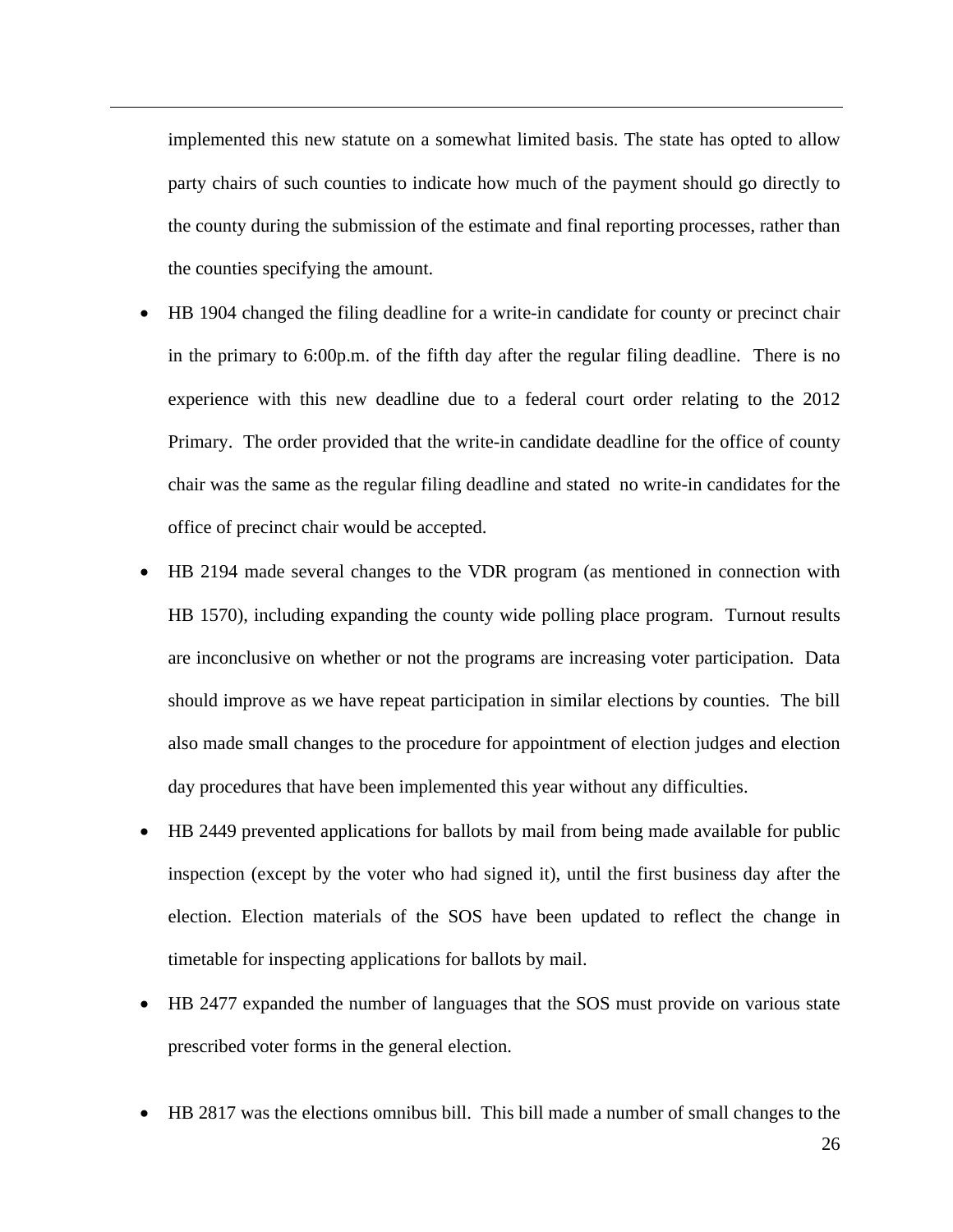implemented this new statute on a somewhat limited basis. The state has opted to allow party chairs of such counties to indicate how much of the payment should go directly to the county during the submission of the estimate and final reporting processes, rather than the counties specifying the amount.

- HB 1904 changed the filing deadline for a write-in candidate for county or precinct chair in the primary to 6:00p.m. of the fifth day after the regular filing deadline. There is no experience with this new deadline due to a federal court order relating to the 2012 Primary. The order provided that the write-in candidate deadline for the office of county chair was the same as the regular filing deadline and stated no write-in candidates for the office of precinct chair would be accepted.
- HB 2194 made several changes to the VDR program (as mentioned in connection with HB 1570), including expanding the county wide polling place program. Turnout results are inconclusive on whether or not the programs are increasing voter participation. Data should improve as we have repeat participation in similar elections by counties. The bill also made small changes to the procedure for appointment of election judges and election day procedures that have been implemented this year without any difficulties.
- HB 2449 prevented applications for ballots by mail from being made available for public inspection (except by the voter who had signed it), until the first business day after the election. Election materials of the SOS have been updated to reflect the change in timetable for inspecting applications for ballots by mail.
- HB 2477 expanded the number of languages that the SOS must provide on various state prescribed voter forms in the general election.
- HB 2817 was the elections omnibus bill. This bill made a number of small changes to the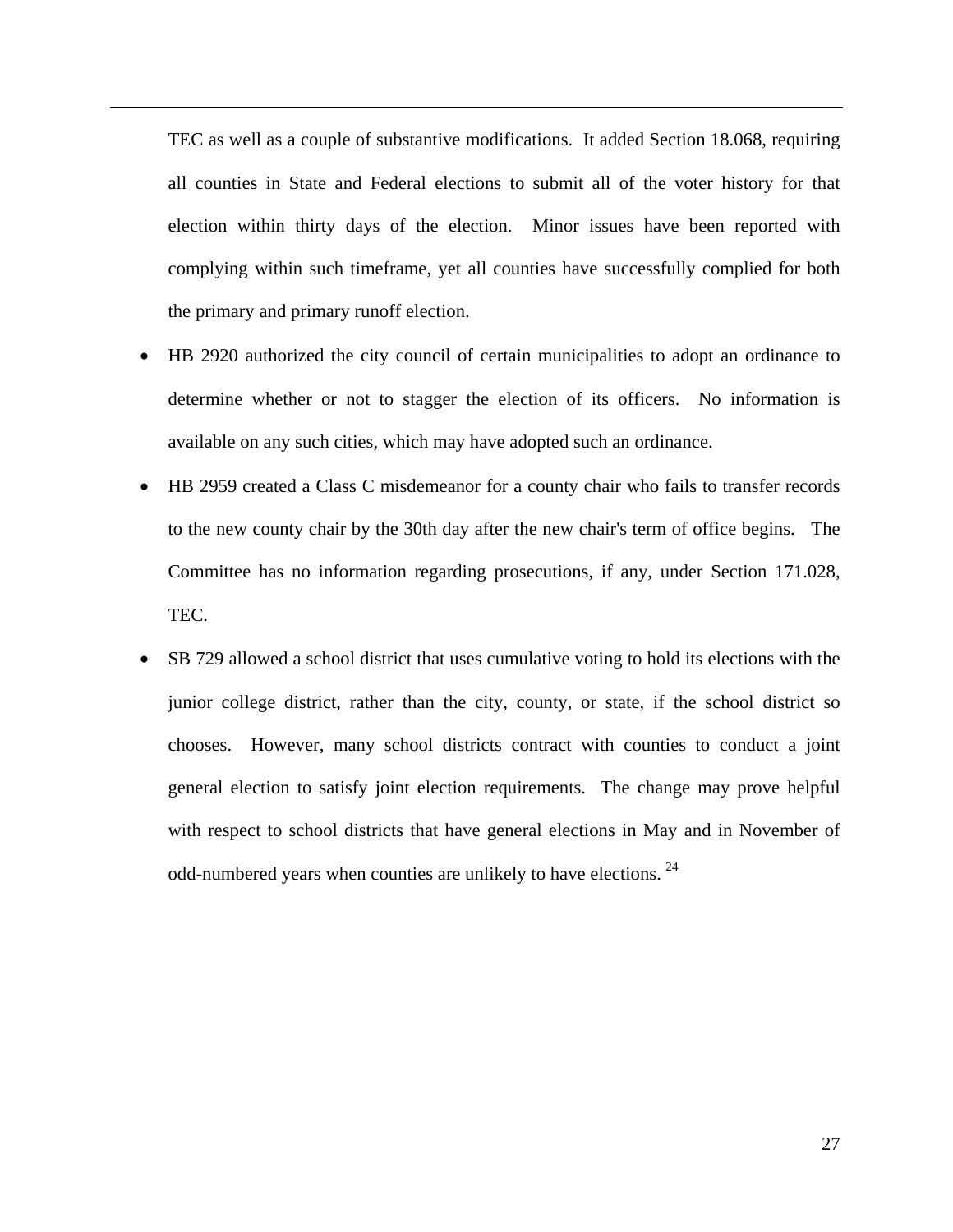TEC as well as a couple of substantive modifications. It added Section 18.068, requiring all counties in State and Federal elections to submit all of the voter history for that election within thirty days of the election. Minor issues have been reported with complying within such timeframe, yet all counties have successfully complied for both the primary and primary runoff election.

- HB 2920 authorized the city council of certain municipalities to adopt an ordinance to determine whether or not to stagger the election of its officers. No information is available on any such cities, which may have adopted such an ordinance.
- HB 2959 created a Class C misdemeanor for a county chair who fails to transfer records to the new county chair by the 30th day after the new chair's term of office begins. The Committee has no information regarding prosecutions, if any, under Section 171.028, TEC.
- SB 729 allowed a school district that uses cumulative voting to hold its elections with the junior college district, rather than the city, county, or state, if the school district so chooses. However, many school districts contract with counties to conduct a joint general election to satisfy joint election requirements. The change may prove helpful with respect to school districts that have general elections in May and in November of odd-numbered years when counties are unlikely to have elections. [24]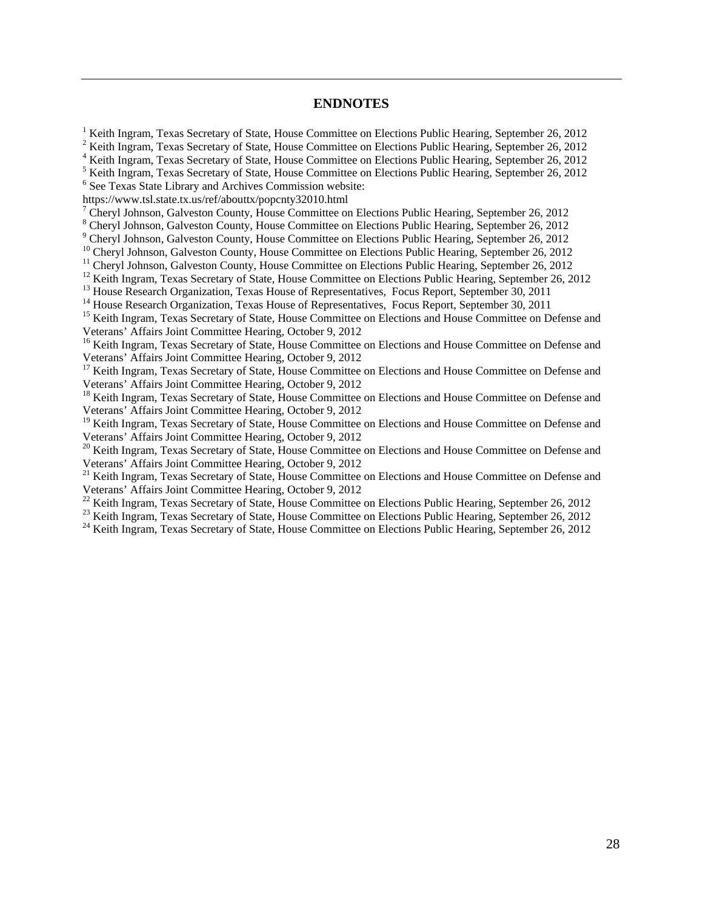## ENDNOTES

[1] Keith Ingram, Texas Secretary of State, House Committee on Elections Public Hearing, September 26, 2012

[2] Keith Ingram, Texas Secretary of State, House Committee on Elections Public Hearing, September 26, 2012

[4] Keith Ingram, Texas Secretary of State, House Committee on Elections Public Hearing, September 26, 2012

[5] Keith Ingram, Texas Secretary of State, House Committee on Elections Public Hearing, September 26, 2012

[6] See Texas State Library and Archives Commission website: https://www.tsl.state.tx.us/ref/abouttx/popcnty32010.html

[7] Cheryl Johnson, Galveston County, House Committee on Elections Public Hearing, September 26, 2012

[8] Cheryl Johnson, Galveston County, House Committee on Elections Public Hearing, September 26, 2012

[9] Cheryl Johnson, Galveston County, House Committee on Elections Public Hearing, September 26, 2012

[10] Cheryl Johnson, Galveston County, House Committee on Elections Public Hearing, September 26, 2012

[11] Cheryl Johnson, Galveston County, House Committee on Elections Public Hearing, September 26, 2012

[12] Keith Ingram, Texas Secretary of State, House Committee on Elections Public Hearing, September 26, 2012

[13] House Research Organization, Texas House of Representatives, Focus Report, September 30, 2011

[14] House Research Organization, Texas House of Representatives, Focus Report, September 30, 2011

[15] Keith Ingram, Texas Secretary of State, House Committee on Elections and House Committee on Defense and Veterans' Affairs Joint Committee Hearing, October 9, 2012

[16] Keith Ingram, Texas Secretary of State, House Committee on Elections and House Committee on Defense and Veterans' Affairs Joint Committee Hearing, October 9, 2012

[17] Keith Ingram, Texas Secretary of State, House Committee on Elections and House Committee on Defense and Veterans' Affairs Joint Committee Hearing, October 9, 2012

[18] Keith Ingram, Texas Secretary of State, House Committee on Elections and House Committee on Defense and Veterans' Affairs Joint Committee Hearing, October 9, 2012

[19] Keith Ingram, Texas Secretary of State, House Committee on Elections and House Committee on Defense and Veterans' Affairs Joint Committee Hearing, October 9, 2012

[20] Keith Ingram, Texas Secretary of State, House Committee on Elections and House Committee on Defense and Veterans' Affairs Joint Committee Hearing, October 9, 2012

[21] Keith Ingram, Texas Secretary of State, House Committee on Elections and House Committee on Defense and Veterans' Affairs Joint Committee Hearing, October 9, 2012

[22] Keith Ingram, Texas Secretary of State, House Committee on Elections Public Hearing, September 26, 2012

[23] Keith Ingram, Texas Secretary of State, House Committee on Elections Public Hearing, September 26, 2012

[24] Keith Ingram, Texas Secretary of State, House Committee on Elections Public Hearing, September 26, 2012